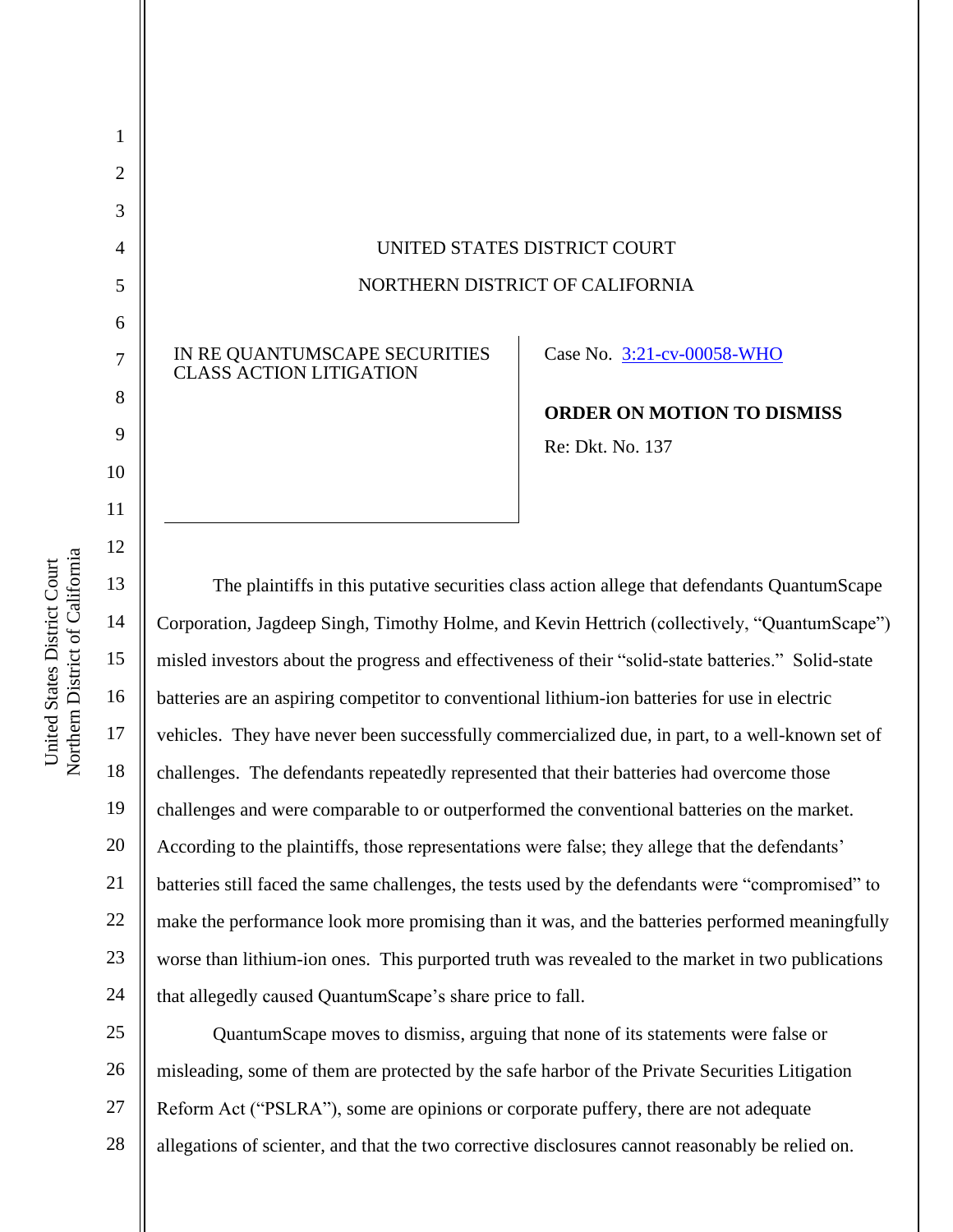UNITED STATES DISTRICT COURT

NORTHERN DISTRICT OF CALIFORNIA

| IN RE QUANTUMSCAPE SECURITIES CLASS ACTION LITIGATION | Case No. 3:21-cv-00058-WHO |
| --- | --- |
| | **ORDER ON MOTION TO DISMISS** |
| | Re: Dkt. No. 137 |

The plaintiffs in this putative securities class action allege that defendants QuantumScape Corporation, Jagdeep Singh, Timothy Holme, and Kevin Hettrich (collectively, "QuantumScape") misled investors about the progress and effectiveness of their "solid-state batteries." Solid-state batteries are an aspiring competitor to conventional lithium-ion batteries for use in electric vehicles. They have never been successfully commercialized due, in part, to a well-known set of challenges. The defendants repeatedly represented that their batteries had overcome those challenges and were comparable to or outperformed the conventional batteries on the market. According to the plaintiffs, those representations were false; they allege that the defendants' batteries still faced the same challenges, the tests used by the defendants were "compromised" to make the performance look more promising than it was, and the batteries performed meaningfully worse than lithium-ion ones. This purported truth was revealed to the market in two publications that allegedly caused QuantumScape's share price to fall.

QuantumScape moves to dismiss, arguing that none of its statements were false or misleading, some of them are protected by the safe harbor of the Private Securities Litigation Reform Act ("PSLRA"), some are opinions or corporate puffery, there are not adequate allegations of scienter, and that the two corrective disclosures cannot reasonably be relied on.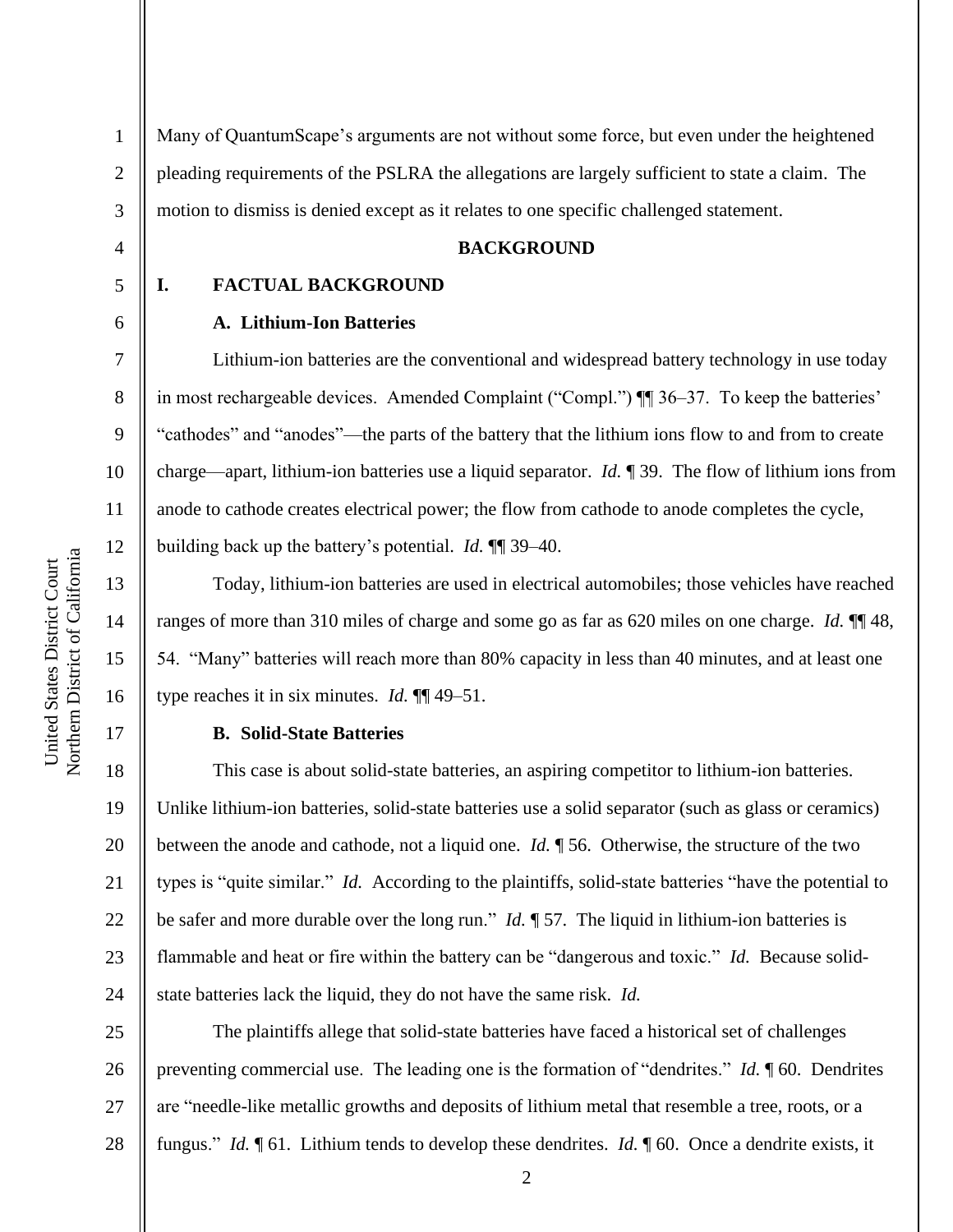Many of QuantumScape's arguments are not without some force, but even under the heightened pleading requirements of the PSLRA the allegations are largely sufficient to state a claim. The motion to dismiss is denied except as it relates to one specific challenged statement.

## BACKGROUND

### I. FACTUAL BACKGROUND

#### A. Lithium-Ion Batteries

Lithium-ion batteries are the conventional and widespread battery technology in use today in most rechargeable devices. Amended Complaint ("Compl.") ¶¶ 36–37. To keep the batteries' "cathodes" and "anodes"—the parts of the battery that the lithium ions flow to and from to create charge—apart, lithium-ion batteries use a liquid separator. *Id.* ¶ 39. The flow of lithium ions from anode to cathode creates electrical power; the flow from cathode to anode completes the cycle, building back up the battery's potential. *Id.* ¶¶ 39–40.

Today, lithium-ion batteries are used in electrical automobiles; those vehicles have reached ranges of more than 310 miles of charge and some go as far as 620 miles on one charge. *Id.* ¶¶ 48, 54. "Many" batteries will reach more than 80% capacity in less than 40 minutes, and at least one type reaches it in six minutes. *Id.* ¶¶ 49–51.

#### B. Solid-State Batteries

This case is about solid-state batteries, an aspiring competitor to lithium-ion batteries. Unlike lithium-ion batteries, solid-state batteries use a solid separator (such as glass or ceramics) between the anode and cathode, not a liquid one. *Id.* ¶ 56. Otherwise, the structure of the two types is "quite similar." *Id.* According to the plaintiffs, solid-state batteries "have the potential to be safer and more durable over the long run." *Id.* ¶ 57. The liquid in lithium-ion batteries is flammable and heat or fire within the battery can be "dangerous and toxic." *Id.* Because solid-state batteries lack the liquid, they do not have the same risk. *Id.*

The plaintiffs allege that solid-state batteries have faced a historical set of challenges preventing commercial use. The leading one is the formation of "dendrites." *Id.* ¶ 60. Dendrites are "needle-like metallic growths and deposits of lithium metal that resemble a tree, roots, or a fungus." *Id.* ¶ 61. Lithium tends to develop these dendrites. *Id.* ¶ 60. Once a dendrite exists, it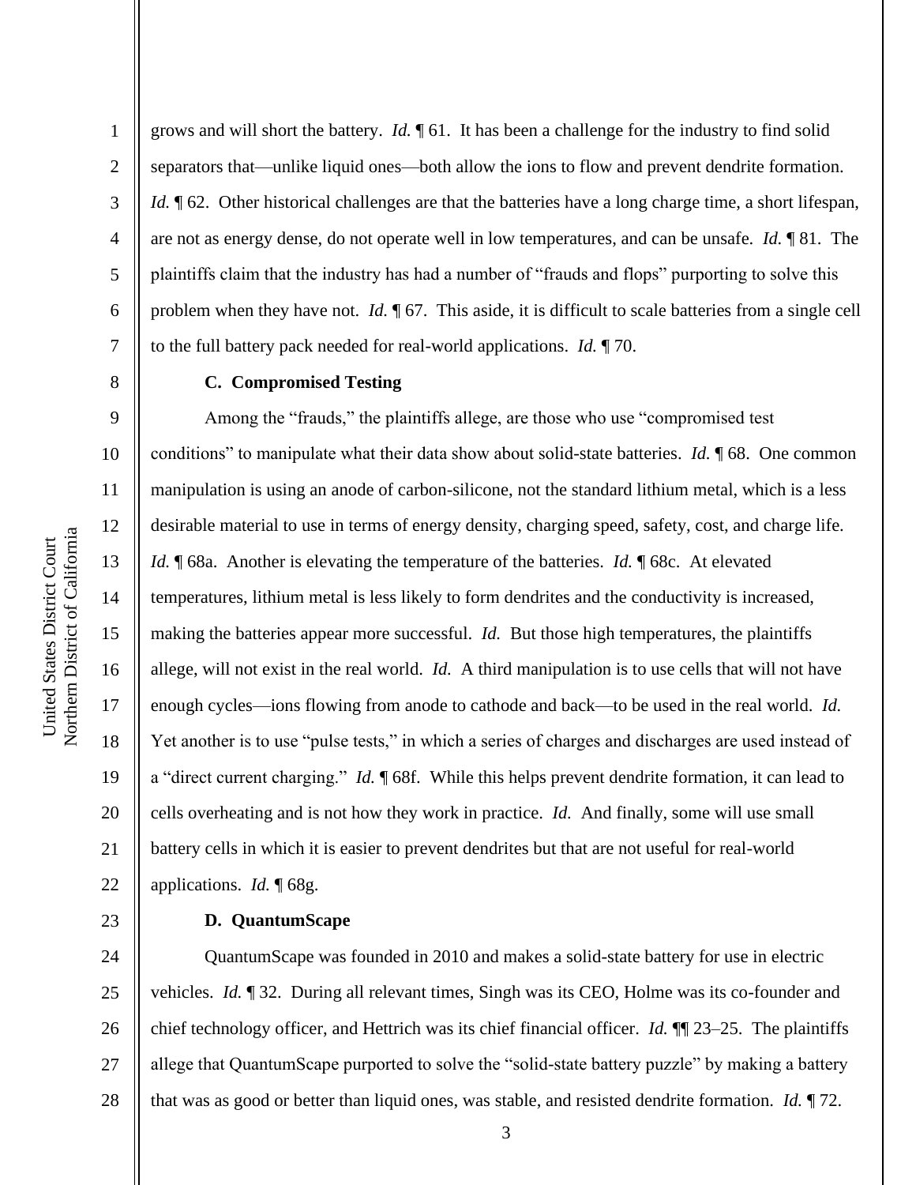grows and will short the battery. *Id.* ¶ 61. It has been a challenge for the industry to find solid separators that—unlike liquid ones—both allow the ions to flow and prevent dendrite formation. *Id.* ¶ 62. Other historical challenges are that the batteries have a long charge time, a short lifespan, are not as energy dense, do not operate well in low temperatures, and can be unsafe. *Id.* ¶ 81. The plaintiffs claim that the industry has had a number of "frauds and flops" purporting to solve this problem when they have not. *Id.* ¶ 67. This aside, it is difficult to scale batteries from a single cell to the full battery pack needed for real-world applications. *Id.* ¶ 70.

**C. Compromised Testing**

Among the "frauds," the plaintiffs allege, are those who use "compromised test conditions" to manipulate what their data show about solid-state batteries. *Id.* ¶ 68. One common manipulation is using an anode of carbon-silicone, not the standard lithium metal, which is a less desirable material to use in terms of energy density, charging speed, safety, cost, and charge life. *Id.* ¶ 68a. Another is elevating the temperature of the batteries. *Id.* ¶ 68c. At elevated temperatures, lithium metal is less likely to form dendrites and the conductivity is increased, making the batteries appear more successful. *Id.* But those high temperatures, the plaintiffs allege, will not exist in the real world. *Id.* A third manipulation is to use cells that will not have enough cycles—ions flowing from anode to cathode and back—to be used in the real world. *Id.* Yet another is to use "pulse tests," in which a series of charges and discharges are used instead of a "direct current charging." *Id.* ¶ 68f. While this helps prevent dendrite formation, it can lead to cells overheating and is not how they work in practice. *Id.* And finally, some will use small battery cells in which it is easier to prevent dendrites but that are not useful for real-world applications. *Id.* ¶ 68g.

**D. QuantumScape**

QuantumScape was founded in 2010 and makes a solid-state battery for use in electric vehicles. *Id.* ¶ 32. During all relevant times, Singh was its CEO, Holme was its co-founder and chief technology officer, and Hettrich was its chief financial officer. *Id.* ¶¶ 23–25. The plaintiffs allege that QuantumScape purported to solve the "solid-state battery puzzle" by making a battery that was as good or better than liquid ones, was stable, and resisted dendrite formation. *Id.* ¶ 72.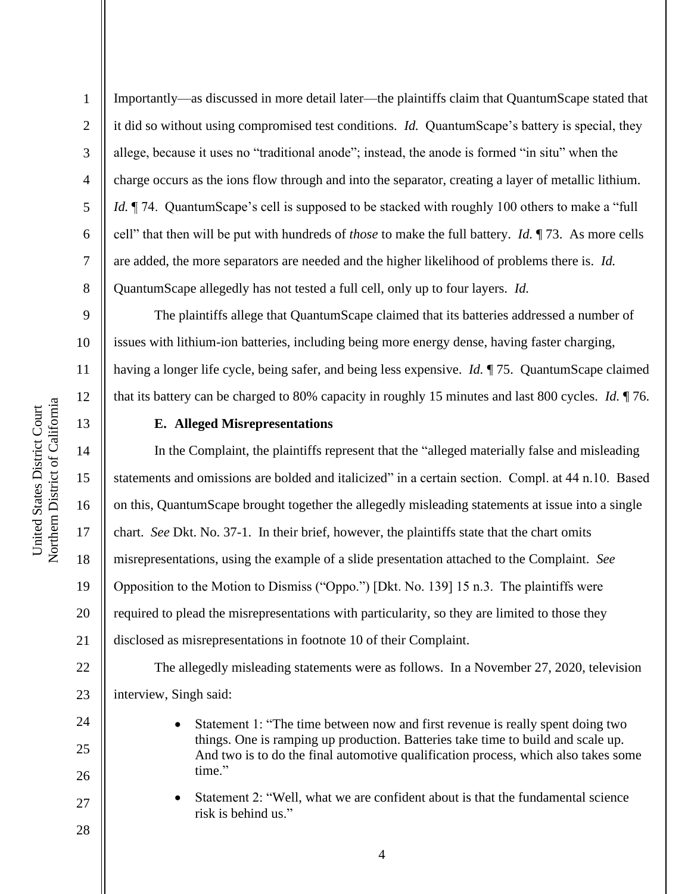Importantly—as discussed in more detail later—the plaintiffs claim that QuantumScape stated that it did so without using compromised test conditions. *Id.* QuantumScape's battery is special, they allege, because it uses no "traditional anode"; instead, the anode is formed "in situ" when the charge occurs as the ions flow through and into the separator, creating a layer of metallic lithium. *Id.* ¶ 74. QuantumScape's cell is supposed to be stacked with roughly 100 others to make a "full cell" that then will be put with hundreds of *those* to make the full battery. *Id.* ¶ 73. As more cells are added, the more separators are needed and the higher likelihood of problems there is. *Id.* QuantumScape allegedly has not tested a full cell, only up to four layers. *Id.*

The plaintiffs allege that QuantumScape claimed that its batteries addressed a number of issues with lithium-ion batteries, including being more energy dense, having faster charging, having a longer life cycle, being safer, and being less expensive. *Id.* ¶ 75. QuantumScape claimed that its battery can be charged to 80% capacity in roughly 15 minutes and last 800 cycles. *Id.* ¶ 76.

### E. Alleged Misrepresentations

In the Complaint, the plaintiffs represent that the "alleged materially false and misleading statements and omissions are bolded and italicized" in a certain section. Compl. at 44 n.10. Based on this, QuantumScape brought together the allegedly misleading statements at issue into a single chart. *See* Dkt. No. 37-1. In their brief, however, the plaintiffs state that the chart omits misrepresentations, using the example of a slide presentation attached to the Complaint. *See* Opposition to the Motion to Dismiss ("Oppo.") [Dkt. No. 139] 15 n.3. The plaintiffs were required to plead the misrepresentations with particularity, so they are limited to those they disclosed as misrepresentations in footnote 10 of their Complaint.

The allegedly misleading statements were as follows. In a November 27, 2020, television interview, Singh said:

- Statement 1: "The time between now and first revenue is really spent doing two things. One is ramping up production. Batteries take time to build and scale up. And two is to do the final automotive qualification process, which also takes some time."
- Statement 2: "Well, what we are confident about is that the fundamental science risk is behind us."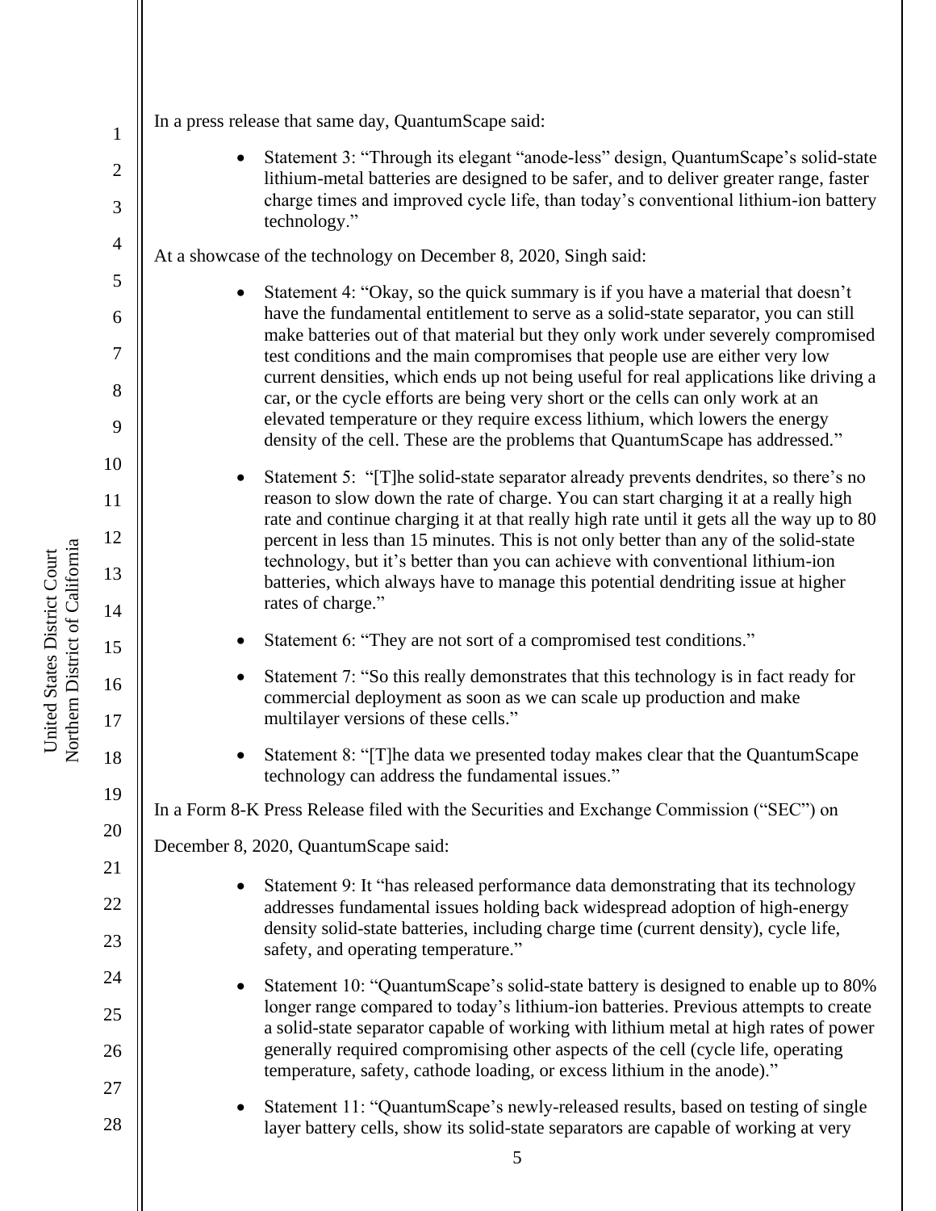In a press release that same day, QuantumScape said:

- Statement 3: "Through its elegant "anode-less" design, QuantumScape's solid-state lithium-metal batteries are designed to be safer, and to deliver greater range, faster charge times and improved cycle life, than today's conventional lithium-ion battery technology."

At a showcase of the technology on December 8, 2020, Singh said:

- Statement 4: "Okay, so the quick summary is if you have a material that doesn't have the fundamental entitlement to serve as a solid-state separator, you can still make batteries out of that material but they only work under severely compromised test conditions and the main compromises that people use are either very low current densities, which ends up not being useful for real applications like driving a car, or the cycle efforts are being very short or the cells can only work at an elevated temperature or they require excess lithium, which lowers the energy density of the cell. These are the problems that QuantumScape has addressed."
- Statement 5: "[T]he solid-state separator already prevents dendrites, so there's no reason to slow down the rate of charge. You can start charging it at a really high rate and continue charging it at that really high rate until it gets all the way up to 80 percent in less than 15 minutes. This is not only better than any of the solid-state technology, but it's better than you can achieve with conventional lithium-ion batteries, which always have to manage this potential dendriting issue at higher rates of charge."
- Statement 6: "They are not sort of a compromised test conditions."
- Statement 7: "So this really demonstrates that this technology is in fact ready for commercial deployment as soon as we can scale up production and make multilayer versions of these cells."
- Statement 8: "[T]he data we presented today makes clear that the QuantumScape technology can address the fundamental issues."

In a Form 8-K Press Release filed with the Securities and Exchange Commission ("SEC") on December 8, 2020, QuantumScape said:

- Statement 9: It "has released performance data demonstrating that its technology addresses fundamental issues holding back widespread adoption of high-energy density solid-state batteries, including charge time (current density), cycle life, safety, and operating temperature."
- Statement 10: "QuantumScape's solid-state battery is designed to enable up to 80% longer range compared to today's lithium-ion batteries. Previous attempts to create a solid-state separator capable of working with lithium metal at high rates of power generally required compromising other aspects of the cell (cycle life, operating temperature, safety, cathode loading, or excess lithium in the anode)."
- Statement 11: "QuantumScape's newly-released results, based on testing of single layer battery cells, show its solid-state separators are capable of working at very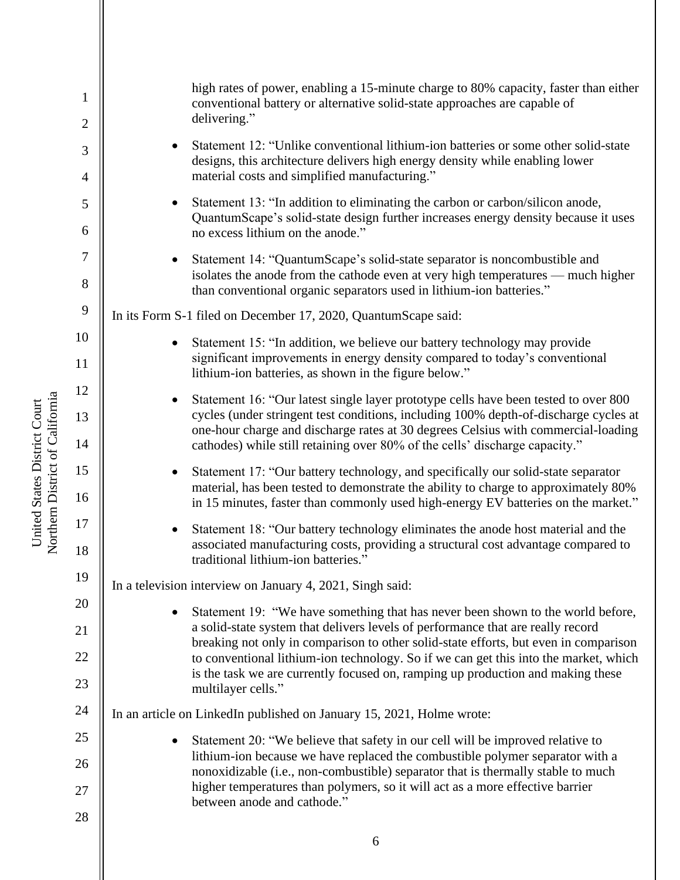high rates of power, enabling a 15-minute charge to 80% capacity, faster than either conventional battery or alternative solid-state approaches are capable of delivering."

- Statement 12: "Unlike conventional lithium-ion batteries or some other solid-state designs, this architecture delivers high energy density while enabling lower material costs and simplified manufacturing."
- Statement 13: "In addition to eliminating the carbon or carbon/silicon anode, QuantumScape's solid-state design further increases energy density because it uses no excess lithium on the anode."
- Statement 14: "QuantumScape's solid-state separator is noncombustible and isolates the anode from the cathode even at very high temperatures — much higher than conventional organic separators used in lithium-ion batteries."

In its Form S-1 filed on December 17, 2020, QuantumScape said:

- Statement 15: "In addition, we believe our battery technology may provide significant improvements in energy density compared to today's conventional lithium-ion batteries, as shown in the figure below."
- Statement 16: "Our latest single layer prototype cells have been tested to over 800 cycles (under stringent test conditions, including 100% depth-of-discharge cycles at one-hour charge and discharge rates at 30 degrees Celsius with commercial-loading cathodes) while still retaining over 80% of the cells' discharge capacity."
- Statement 17: "Our battery technology, and specifically our solid-state separator material, has been tested to demonstrate the ability to charge to approximately 80% in 15 minutes, faster than commonly used high-energy EV batteries on the market."
- Statement 18: "Our battery technology eliminates the anode host material and the associated manufacturing costs, providing a structural cost advantage compared to traditional lithium-ion batteries."

In a television interview on January 4, 2021, Singh said:

- Statement 19: "We have something that has never been shown to the world before, a solid-state system that delivers levels of performance that are really record breaking not only in comparison to other solid-state efforts, but even in comparison to conventional lithium-ion technology. So if we can get this into the market, which is the task we are currently focused on, ramping up production and making these multilayer cells."

In an article on LinkedIn published on January 15, 2021, Holme wrote:

- Statement 20: "We believe that safety in our cell will be improved relative to lithium-ion because we have replaced the combustible polymer separator with a nonoxidizable (i.e., non-combustible) separator that is thermally stable to much higher temperatures than polymers, so it will act as a more effective barrier between anode and cathode."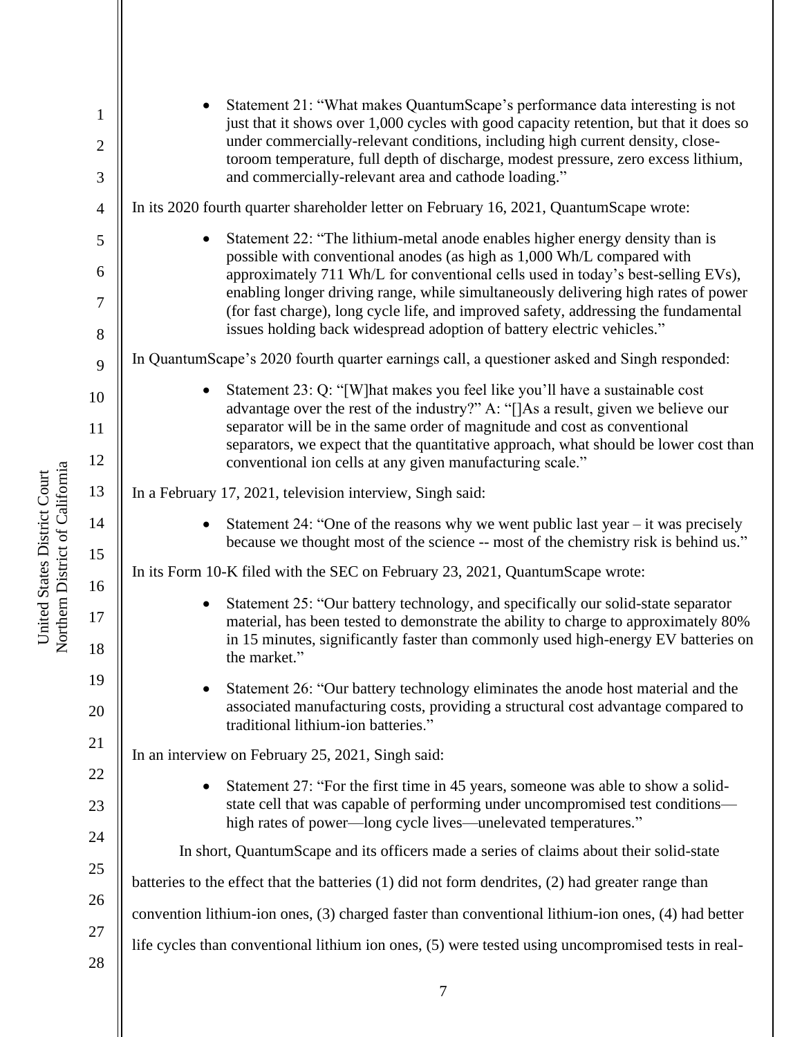- Statement 21: "What makes QuantumScape's performance data interesting is not just that it shows over 1,000 cycles with good capacity retention, but that it does so under commercially-relevant conditions, including high current density, close-toroom temperature, full depth of discharge, modest pressure, zero excess lithium, and commercially-relevant area and cathode loading."

In its 2020 fourth quarter shareholder letter on February 16, 2021, QuantumScape wrote:

- Statement 22: "The lithium-metal anode enables higher energy density than is possible with conventional anodes (as high as 1,000 Wh/L compared with approximately 711 Wh/L for conventional cells used in today's best-selling EVs), enabling longer driving range, while simultaneously delivering high rates of power (for fast charge), long cycle life, and improved safety, addressing the fundamental issues holding back widespread adoption of battery electric vehicles."

In QuantumScape's 2020 fourth quarter earnings call, a questioner asked and Singh responded:

- Statement 23: Q: "[W]hat makes you feel like you'll have a sustainable cost advantage over the rest of the industry?" A: "[]As a result, given we believe our separator will be in the same order of magnitude and cost as conventional separators, we expect that the quantitative approach, what should be lower cost than conventional ion cells at any given manufacturing scale."

In a February 17, 2021, television interview, Singh said:

- Statement 24: "One of the reasons why we went public last year – it was precisely because we thought most of the science -- most of the chemistry risk is behind us."

In its Form 10-K filed with the SEC on February 23, 2021, QuantumScape wrote:

- Statement 25: "Our battery technology, and specifically our solid-state separator material, has been tested to demonstrate the ability to charge to approximately 80% in 15 minutes, significantly faster than commonly used high-energy EV batteries on the market."
- Statement 26: "Our battery technology eliminates the anode host material and the associated manufacturing costs, providing a structural cost advantage compared to traditional lithium-ion batteries."

In an interview on February 25, 2021, Singh said:

- Statement 27: "For the first time in 45 years, someone was able to show a solid-state cell that was capable of performing under uncompromised test conditions—high rates of power—long cycle lives—unelevated temperatures."

In short, QuantumScape and its officers made a series of claims about their solid-state batteries to the effect that the batteries (1) did not form dendrites, (2) had greater range than convention lithium-ion ones, (3) charged faster than conventional lithium-ion ones, (4) had better life cycles than conventional lithium ion ones, (5) were tested using uncompromised tests in real-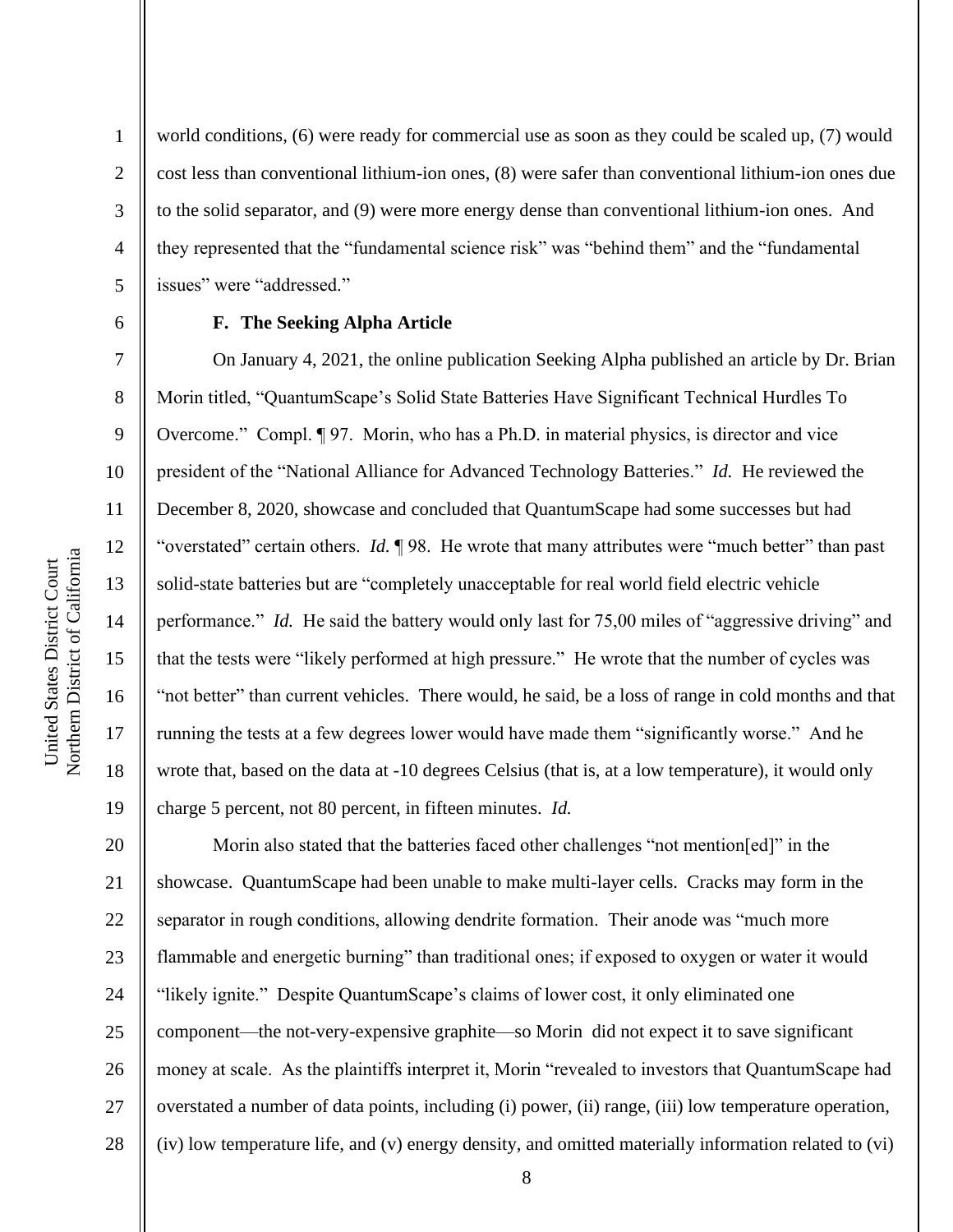world conditions, (6) were ready for commercial use as soon as they could be scaled up, (7) would cost less than conventional lithium-ion ones, (8) were safer than conventional lithium-ion ones due to the solid separator, and (9) were more energy dense than conventional lithium-ion ones. And they represented that the "fundamental science risk" was "behind them" and the "fundamental issues" were "addressed."

### F. The Seeking Alpha Article

On January 4, 2021, the online publication Seeking Alpha published an article by Dr. Brian Morin titled, "QuantumScape's Solid State Batteries Have Significant Technical Hurdles To Overcome." Compl. ¶ 97. Morin, who has a Ph.D. in material physics, is director and vice president of the "National Alliance for Advanced Technology Batteries." *Id.* He reviewed the December 8, 2020, showcase and concluded that QuantumScape had some successes but had "overstated" certain others. *Id.* ¶ 98. He wrote that many attributes were "much better" than past solid-state batteries but are "completely unacceptable for real world field electric vehicle performance." *Id.* He said the battery would only last for 75,00 miles of "aggressive driving" and that the tests were "likely performed at high pressure." He wrote that the number of cycles was "not better" than current vehicles. There would, he said, be a loss of range in cold months and that running the tests at a few degrees lower would have made them "significantly worse." And he wrote that, based on the data at -10 degrees Celsius (that is, at a low temperature), it would only charge 5 percent, not 80 percent, in fifteen minutes. *Id.*

Morin also stated that the batteries faced other challenges "not mention[ed]" in the showcase. QuantumScape had been unable to make multi-layer cells. Cracks may form in the separator in rough conditions, allowing dendrite formation. Their anode was "much more flammable and energetic burning" than traditional ones; if exposed to oxygen or water it would "likely ignite." Despite QuantumScape's claims of lower cost, it only eliminated one component—the not-very-expensive graphite—so Morin did not expect it to save significant money at scale. As the plaintiffs interpret it, Morin "revealed to investors that QuantumScape had overstated a number of data points, including (i) power, (ii) range, (iii) low temperature operation, (iv) low temperature life, and (v) energy density, and omitted materially information related to (vi)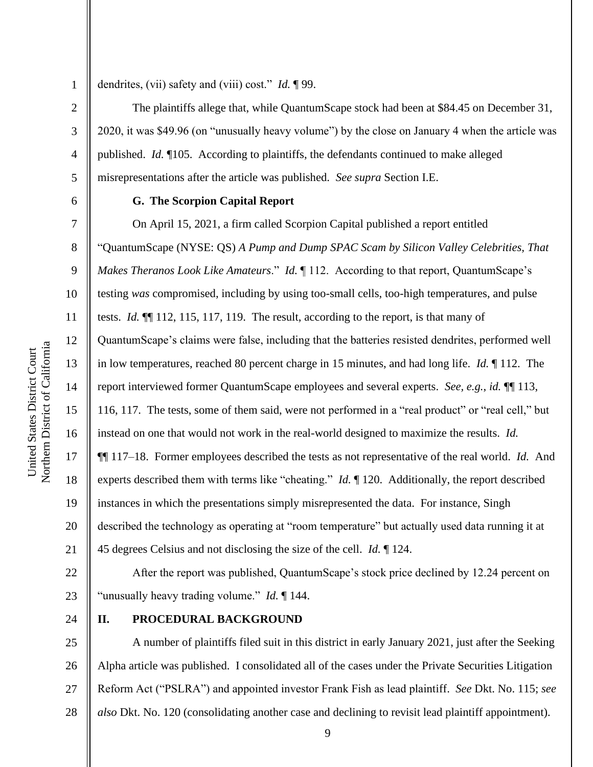dendrites, (vii) safety and (viii) cost." *Id.* ¶ 99.

The plaintiffs allege that, while QuantumScape stock had been at $84.45 on December 31, 2020, it was $49.96 (on "unusually heavy volume") by the close on January 4 when the article was published. *Id.* ¶105. According to plaintiffs, the defendants continued to make alleged misrepresentations after the article was published. *See supra* Section I.E.

### G. The Scorpion Capital Report

On April 15, 2021, a firm called Scorpion Capital published a report entitled "QuantumScape (NYSE: QS) *A Pump and Dump SPAC Scam by Silicon Valley Celebrities, That Makes Theranos Look Like Amateurs*." *Id.* ¶ 112. According to that report, QuantumScape's testing *was* compromised, including by using too-small cells, too-high temperatures, and pulse tests. *Id.* ¶¶ 112, 115, 117, 119. The result, according to the report, is that many of QuantumScape's claims were false, including that the batteries resisted dendrites, performed well in low temperatures, reached 80 percent charge in 15 minutes, and had long life. *Id.* ¶ 112. The report interviewed former QuantumScape employees and several experts. *See, e.g.*, *id.* ¶¶ 113, 116, 117. The tests, some of them said, were not performed in a "real product" or "real cell," but instead on one that would not work in the real-world designed to maximize the results. *Id.* ¶¶ 117–18. Former employees described the tests as not representative of the real world. *Id.* And experts described them with terms like "cheating." *Id.* ¶ 120. Additionally, the report described instances in which the presentations simply misrepresented the data. For instance, Singh described the technology as operating at "room temperature" but actually used data running it at 45 degrees Celsius and not disclosing the size of the cell. *Id.* ¶ 124.

After the report was published, QuantumScape's stock price declined by 12.24 percent on "unusually heavy trading volume." *Id.* ¶ 144.

## II. PROCEDURAL BACKGROUND

A number of plaintiffs filed suit in this district in early January 2021, just after the Seeking Alpha article was published. I consolidated all of the cases under the Private Securities Litigation Reform Act ("PSLRA") and appointed investor Frank Fish as lead plaintiff. *See* Dkt. No. 115; *see also* Dkt. No. 120 (consolidating another case and declining to revisit lead plaintiff appointment).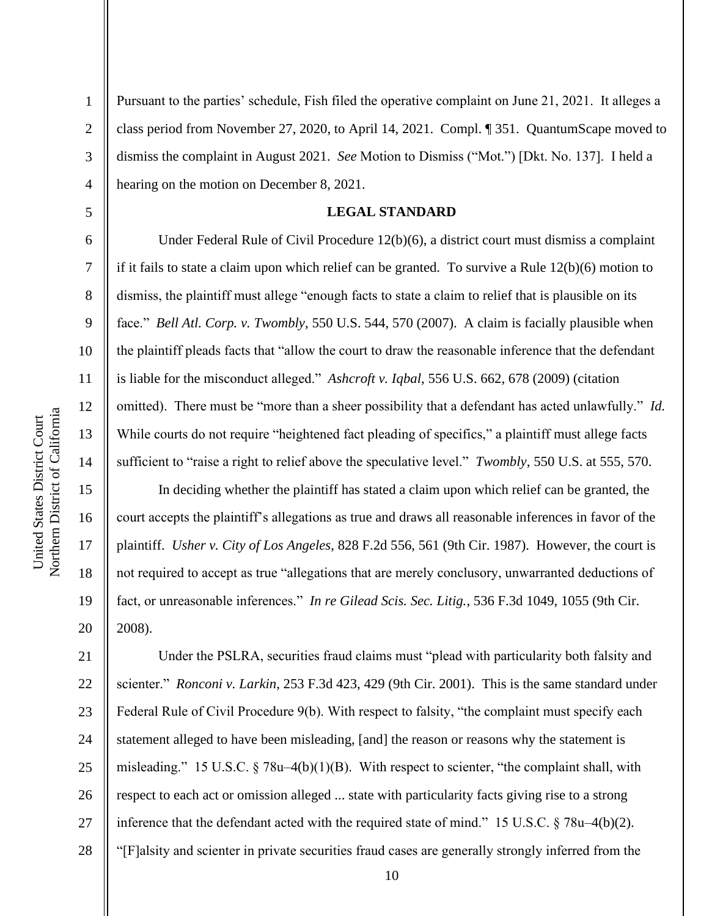Pursuant to the parties' schedule, Fish filed the operative complaint on June 21, 2021. It alleges a class period from November 27, 2020, to April 14, 2021. Compl. ¶ 351. QuantumScape moved to dismiss the complaint in August 2021. *See* Motion to Dismiss ("Mot.") [Dkt. No. 137]. I held a hearing on the motion on December 8, 2021.

## LEGAL STANDARD

Under Federal Rule of Civil Procedure 12(b)(6), a district court must dismiss a complaint if it fails to state a claim upon which relief can be granted. To survive a Rule 12(b)(6) motion to dismiss, the plaintiff must allege "enough facts to state a claim to relief that is plausible on its face." *Bell Atl. Corp. v. Twombly*, 550 U.S. 544, 570 (2007). A claim is facially plausible when the plaintiff pleads facts that "allow the court to draw the reasonable inference that the defendant is liable for the misconduct alleged." *Ashcroft v. Iqbal*, 556 U.S. 662, 678 (2009) (citation omitted). There must be "more than a sheer possibility that a defendant has acted unlawfully." *Id.* While courts do not require "heightened fact pleading of specifics," a plaintiff must allege facts sufficient to "raise a right to relief above the speculative level." *Twombly*, 550 U.S. at 555, 570.

In deciding whether the plaintiff has stated a claim upon which relief can be granted, the court accepts the plaintiff's allegations as true and draws all reasonable inferences in favor of the plaintiff. *Usher v. City of Los Angeles*, 828 F.2d 556, 561 (9th Cir. 1987). However, the court is not required to accept as true "allegations that are merely conclusory, unwarranted deductions of fact, or unreasonable inferences." *In re Gilead Scis. Sec. Litig.*, 536 F.3d 1049, 1055 (9th Cir. 2008).

Under the PSLRA, securities fraud claims must "plead with particularity both falsity and scienter." *Ronconi v. Larkin*, 253 F.3d 423, 429 (9th Cir. 2001). This is the same standard under Federal Rule of Civil Procedure 9(b). With respect to falsity, "the complaint must specify each statement alleged to have been misleading, [and] the reason or reasons why the statement is misleading." 15 U.S.C. § 78u–4(b)(1)(B). With respect to scienter, "the complaint shall, with respect to each act or omission alleged ... state with particularity facts giving rise to a strong inference that the defendant acted with the required state of mind." 15 U.S.C. § 78u–4(b)(2). "[F]alsity and scienter in private securities fraud cases are generally strongly inferred from the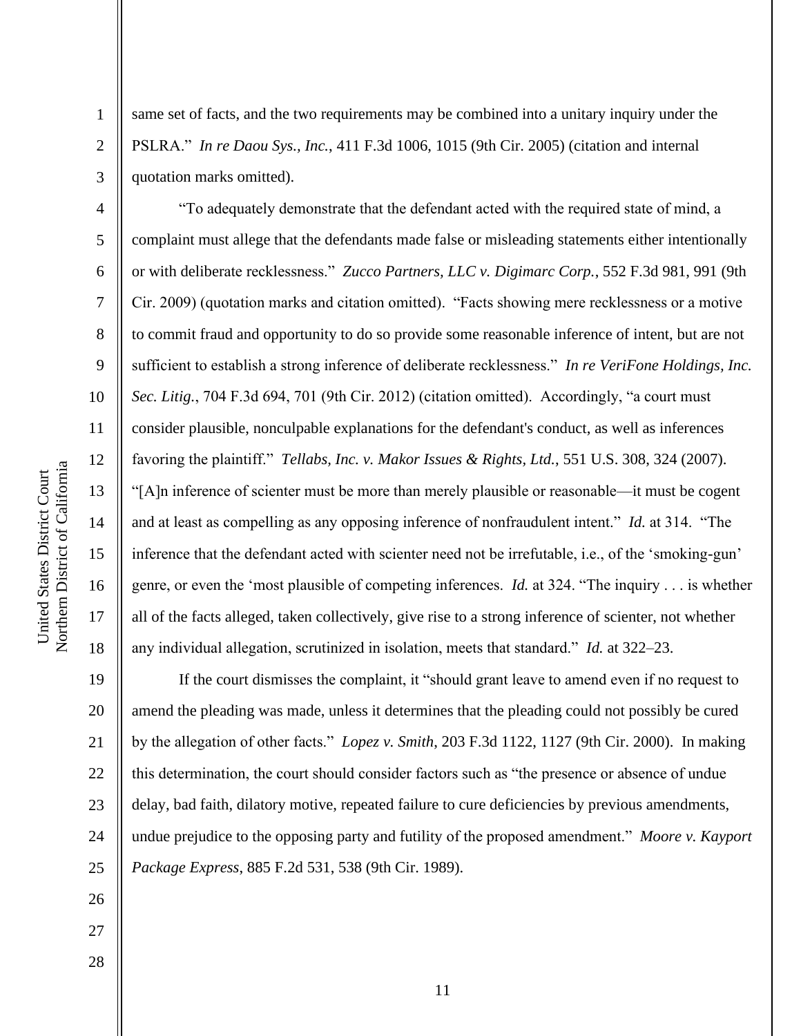same set of facts, and the two requirements may be combined into a unitary inquiry under the PSLRA." *In re Daou Sys., Inc.*, 411 F.3d 1006, 1015 (9th Cir. 2005) (citation and internal quotation marks omitted).

"To adequately demonstrate that the defendant acted with the required state of mind, a complaint must allege that the defendants made false or misleading statements either intentionally or with deliberate recklessness." *Zucco Partners, LLC v. Digimarc Corp.*, 552 F.3d 981, 991 (9th Cir. 2009) (quotation marks and citation omitted). "Facts showing mere recklessness or a motive to commit fraud and opportunity to do so provide some reasonable inference of intent, but are not sufficient to establish a strong inference of deliberate recklessness." *In re VeriFone Holdings, Inc. Sec. Litig.*, 704 F.3d 694, 701 (9th Cir. 2012) (citation omitted). Accordingly, "a court must consider plausible, nonculpable explanations for the defendant's conduct, as well as inferences favoring the plaintiff." *Tellabs, Inc. v. Makor Issues & Rights, Ltd.*, 551 U.S. 308, 324 (2007). "[A]n inference of scienter must be more than merely plausible or reasonable—it must be cogent and at least as compelling as any opposing inference of nonfraudulent intent." *Id.* at 314. "The inference that the defendant acted with scienter need not be irrefutable, i.e., of the 'smoking-gun' genre, or even the 'most plausible of competing inferences. *Id.* at 324. "The inquiry . . . is whether all of the facts alleged, taken collectively, give rise to a strong inference of scienter, not whether any individual allegation, scrutinized in isolation, meets that standard." *Id.* at 322–23.

If the court dismisses the complaint, it "should grant leave to amend even if no request to amend the pleading was made, unless it determines that the pleading could not possibly be cured by the allegation of other facts." *Lopez v. Smith*, 203 F.3d 1122, 1127 (9th Cir. 2000). In making this determination, the court should consider factors such as "the presence or absence of undue delay, bad faith, dilatory motive, repeated failure to cure deficiencies by previous amendments, undue prejudice to the opposing party and futility of the proposed amendment." *Moore v. Kayport Package Express*, 885 F.2d 531, 538 (9th Cir. 1989).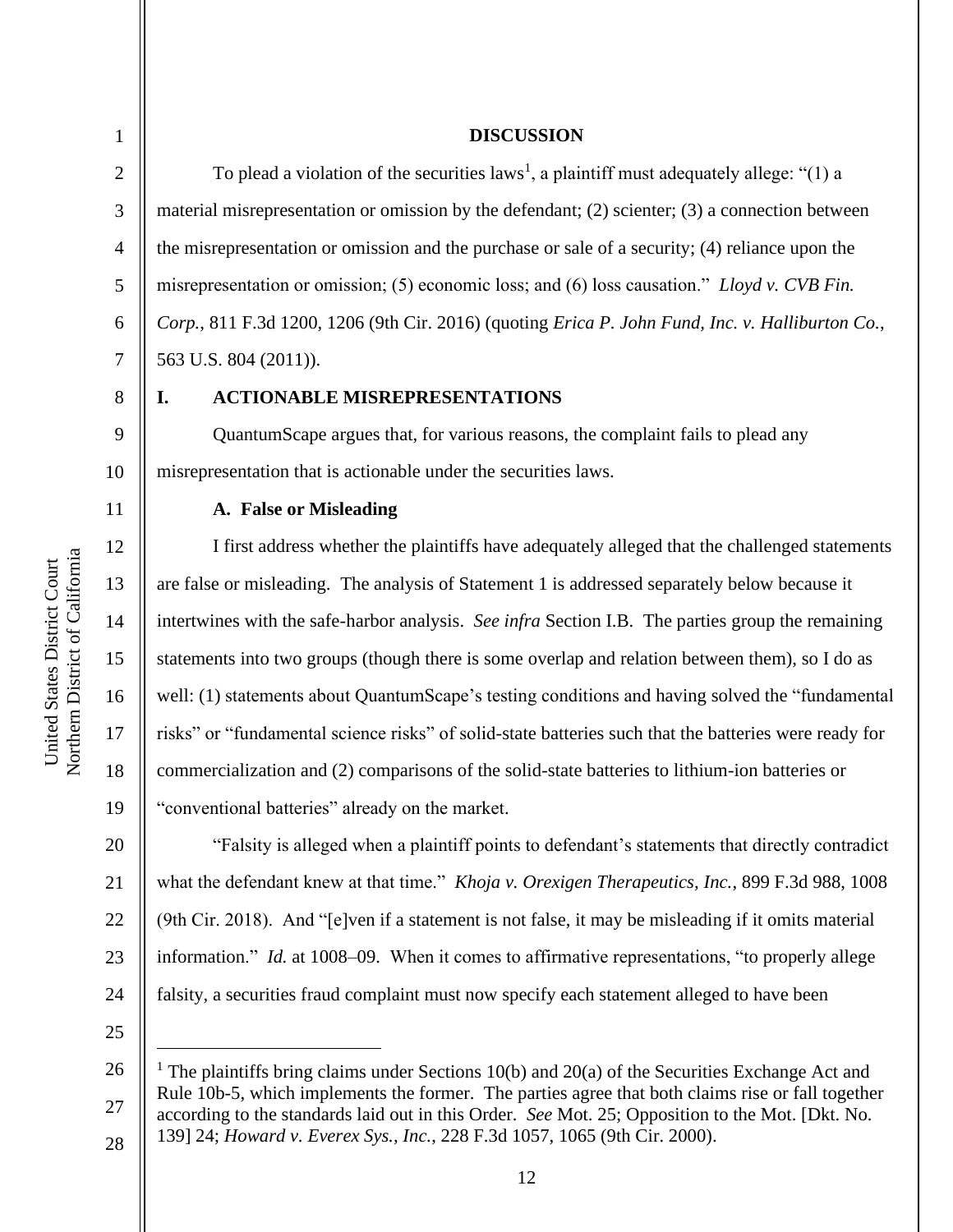## DISCUSSION

To plead a violation of the securities laws[1], a plaintiff must adequately allege: "(1) a material misrepresentation or omission by the defendant; (2) scienter; (3) a connection between the misrepresentation or omission and the purchase or sale of a security; (4) reliance upon the misrepresentation or omission; (5) economic loss; and (6) loss causation." *Lloyd v. CVB Fin. Corp.*, 811 F.3d 1200, 1206 (9th Cir. 2016) (quoting *Erica P. John Fund, Inc. v. Halliburton Co.*, 563 U.S. 804 (2011)).

### I. ACTIONABLE MISREPRESENTATIONS

QuantumScape argues that, for various reasons, the complaint fails to plead any misrepresentation that is actionable under the securities laws.

#### A. False or Misleading

I first address whether the plaintiffs have adequately alleged that the challenged statements are false or misleading. The analysis of Statement 1 is addressed separately below because it intertwines with the safe-harbor analysis. *See infra* Section I.B. The parties group the remaining statements into two groups (though there is some overlap and relation between them), so I do as well: (1) statements about QuantumScape's testing conditions and having solved the "fundamental risks" or "fundamental science risks" of solid-state batteries such that the batteries were ready for commercialization and (2) comparisons of the solid-state batteries to lithium-ion batteries or "conventional batteries" already on the market.

"Falsity is alleged when a plaintiff points to defendant's statements that directly contradict what the defendant knew at that time." *Khoja v. Orexigen Therapeutics, Inc.*, 899 F.3d 988, 1008 (9th Cir. 2018). And "[e]ven if a statement is not false, it may be misleading if it omits material information." *Id.* at 1008–09. When it comes to affirmative representations, "to properly allege falsity, a securities fraud complaint must now specify each statement alleged to have been

---

[1] The plaintiffs bring claims under Sections 10(b) and 20(a) of the Securities Exchange Act and Rule 10b-5, which implements the former. The parties agree that both claims rise or fall together according to the standards laid out in this Order. *See* Mot. 25; Opposition to the Mot. [Dkt. No. 139] 24; *Howard v. Everex Sys., Inc.*, 228 F.3d 1057, 1065 (9th Cir. 2000).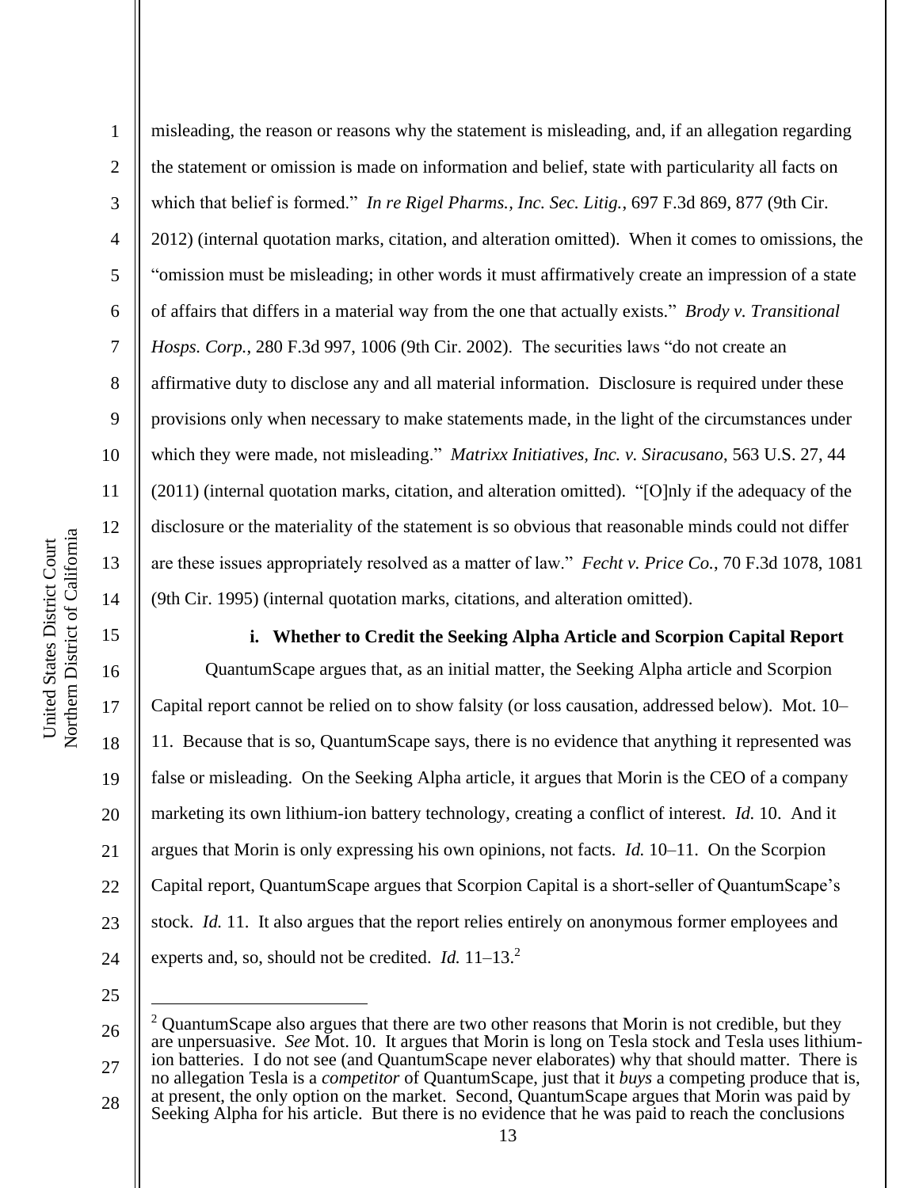misleading, the reason or reasons why the statement is misleading, and, if an allegation regarding the statement or omission is made on information and belief, state with particularity all facts on which that belief is formed." *In re Rigel Pharms., Inc. Sec. Litig.*, 697 F.3d 869, 877 (9th Cir. 2012) (internal quotation marks, citation, and alteration omitted). When it comes to omissions, the "omission must be misleading; in other words it must affirmatively create an impression of a state of affairs that differs in a material way from the one that actually exists." *Brody v. Transitional Hosps. Corp.*, 280 F.3d 997, 1006 (9th Cir. 2002). The securities laws "do not create an affirmative duty to disclose any and all material information. Disclosure is required under these provisions only when necessary to make statements made, in the light of the circumstances under which they were made, not misleading." *Matrixx Initiatives, Inc. v. Siracusano*, 563 U.S. 27, 44 (2011) (internal quotation marks, citation, and alteration omitted). "[O]nly if the adequacy of the disclosure or the materiality of the statement is so obvious that reasonable minds could not differ are these issues appropriately resolved as a matter of law." *Fecht v. Price Co.*, 70 F.3d 1078, 1081 (9th Cir. 1995) (internal quotation marks, citations, and alteration omitted).

**i. Whether to Credit the Seeking Alpha Article and Scorpion Capital Report**

QuantumScape argues that, as an initial matter, the Seeking Alpha article and Scorpion Capital report cannot be relied on to show falsity (or loss causation, addressed below). Mot. 10–11. Because that is so, QuantumScape says, there is no evidence that anything it represented was false or misleading. On the Seeking Alpha article, it argues that Morin is the CEO of a company marketing its own lithium-ion battery technology, creating a conflict of interest. *Id.* 10. And it argues that Morin is only expressing his own opinions, not facts. *Id.* 10–11. On the Scorpion Capital report, QuantumScape argues that Scorpion Capital is a short-seller of QuantumScape's stock. *Id.* 11. It also argues that the report relies entirely on anonymous former employees and experts and, so, should not be credited. *Id.* 11–13.[2]

---

[2] QuantumScape also argues that there are two other reasons that Morin is not credible, but they are unpersuasive. *See* Mot. 10. It argues that Morin is long on Tesla stock and Tesla uses lithium-ion batteries. I do not see (and QuantumScape never elaborates) why that should matter. There is no allegation Tesla is a *competitor* of QuantumScape, just that it *buys* a competing produce that is, at present, the only option on the market. Second, QuantumScape argues that Morin was paid by Seeking Alpha for his article. But there is no evidence that he was paid to reach the conclusions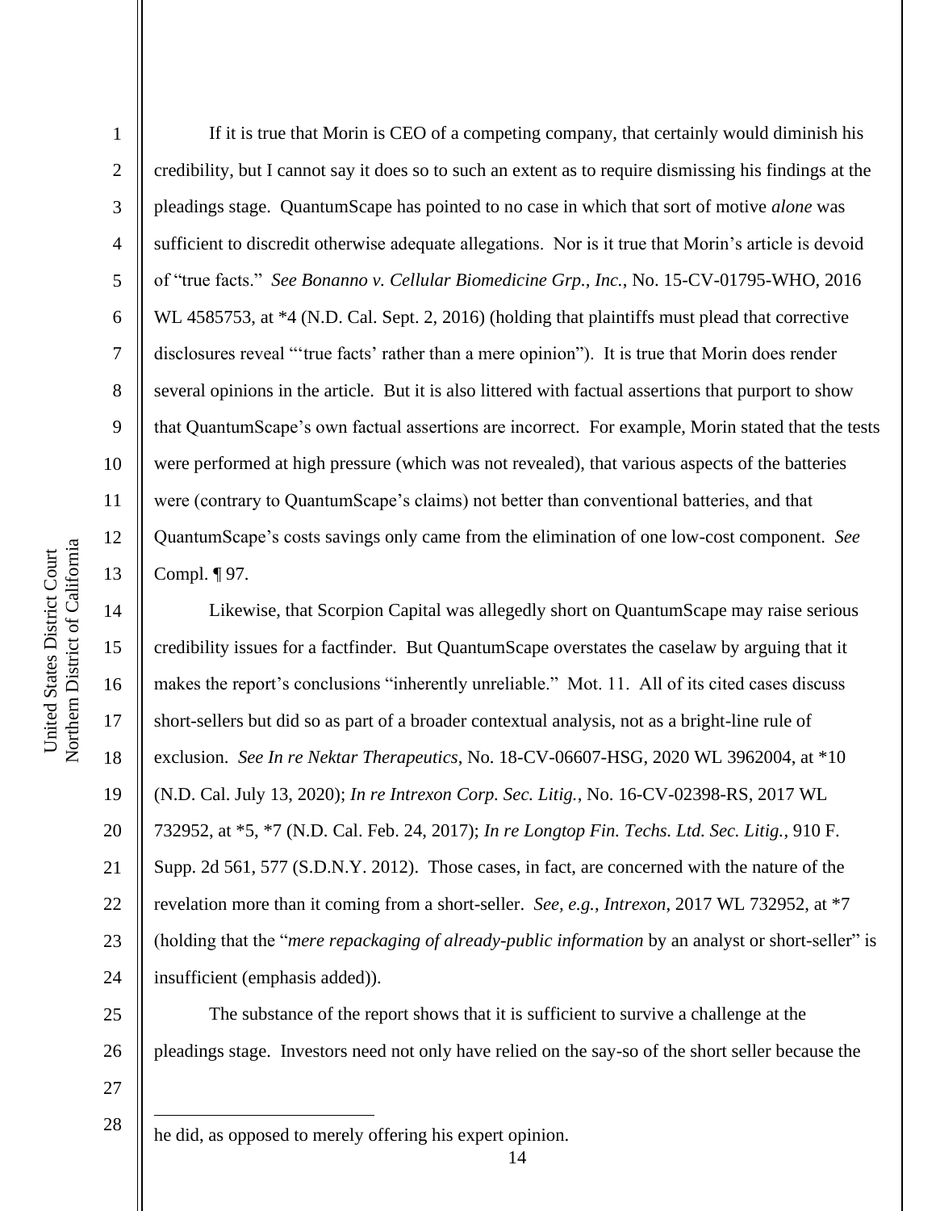If it is true that Morin is CEO of a competing company, that certainly would diminish his credibility, but I cannot say it does so to such an extent as to require dismissing his findings at the pleadings stage. QuantumScape has pointed to no case in which that sort of motive *alone* was sufficient to discredit otherwise adequate allegations. Nor is it true that Morin's article is devoid of "true facts." *See Bonanno v. Cellular Biomedicine Grp., Inc.*, No. 15-CV-01795-WHO, 2016 WL 4585753, at *4 (N.D. Cal. Sept. 2, 2016) (holding that plaintiffs must plead that corrective disclosures reveal "'true facts' rather than a mere opinion"). It is true that Morin does render several opinions in the article. But it is also littered with factual assertions that purport to show that QuantumScape's own factual assertions are incorrect. For example, Morin stated that the tests were performed at high pressure (which was not revealed), that various aspects of the batteries were (contrary to QuantumScape's claims) not better than conventional batteries, and that QuantumScape's costs savings only came from the elimination of one low-cost component. *See* Compl. ¶ 97.

Likewise, that Scorpion Capital was allegedly short on QuantumScape may raise serious credibility issues for a factfinder. But QuantumScape overstates the caselaw by arguing that it makes the report's conclusions "inherently unreliable." Mot. 11. All of its cited cases discuss short-sellers but did so as part of a broader contextual analysis, not as a bright-line rule of exclusion. *See In re Nektar Therapeutics*, No. 18-CV-06607-HSG, 2020 WL 3962004, at *10 (N.D. Cal. July 13, 2020); *In re Intrexon Corp. Sec. Litig.*, No. 16-CV-02398-RS, 2017 WL 732952, at *5, *7 (N.D. Cal. Feb. 24, 2017); *In re Longtop Fin. Techs. Ltd. Sec. Litig.*, 910 F. Supp. 2d 561, 577 (S.D.N.Y. 2012). Those cases, in fact, are concerned with the nature of the revelation more than it coming from a short-seller. *See, e.g.*, *Intrexon*, 2017 WL 732952, at *7 (holding that the "*mere repackaging of already-public information* by an analyst or short-seller" is insufficient (emphasis added)).

The substance of the report shows that it is sufficient to survive a challenge at the pleadings stage. Investors need not only have relied on the say-so of the short seller because the

---

he did, as opposed to merely offering his expert opinion.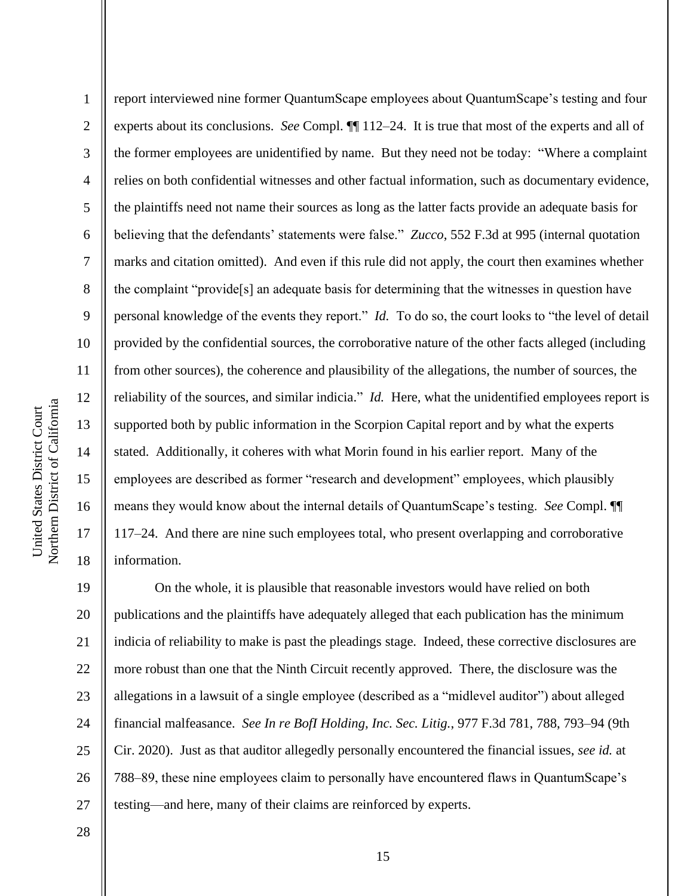report interviewed nine former QuantumScape employees about QuantumScape's testing and four experts about its conclusions. *See* Compl. ¶¶ 112–24. It is true that most of the experts and all of the former employees are unidentified by name. But they need not be today: "Where a complaint relies on both confidential witnesses and other factual information, such as documentary evidence, the plaintiffs need not name their sources as long as the latter facts provide an adequate basis for believing that the defendants' statements were false." *Zucco*, 552 F.3d at 995 (internal quotation marks and citation omitted). And even if this rule did not apply, the court then examines whether the complaint "provide[s] an adequate basis for determining that the witnesses in question have personal knowledge of the events they report." *Id.* To do so, the court looks to "the level of detail provided by the confidential sources, the corroborative nature of the other facts alleged (including from other sources), the coherence and plausibility of the allegations, the number of sources, the reliability of the sources, and similar indicia." *Id.* Here, what the unidentified employees report is supported both by public information in the Scorpion Capital report and by what the experts stated. Additionally, it coheres with what Morin found in his earlier report. Many of the employees are described as former "research and development" employees, which plausibly means they would know about the internal details of QuantumScape's testing. *See* Compl. ¶¶ 117–24. And there are nine such employees total, who present overlapping and corroborative information.

On the whole, it is plausible that reasonable investors would have relied on both publications and the plaintiffs have adequately alleged that each publication has the minimum indicia of reliability to make is past the pleadings stage. Indeed, these corrective disclosures are more robust than one that the Ninth Circuit recently approved. There, the disclosure was the allegations in a lawsuit of a single employee (described as a "midlevel auditor") about alleged financial malfeasance. *See In re BofI Holding, Inc. Sec. Litig.*, 977 F.3d 781, 788, 793–94 (9th Cir. 2020). Just as that auditor allegedly personally encountered the financial issues, *see id.* at 788–89, these nine employees claim to personally have encountered flaws in QuantumScape's testing—and here, many of their claims are reinforced by experts.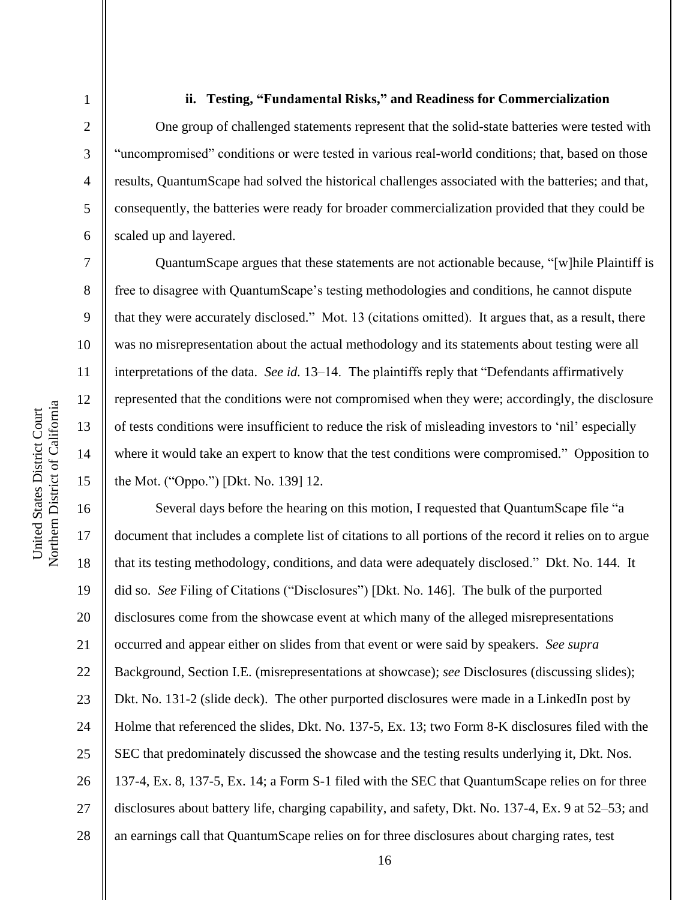### ii. Testing, "Fundamental Risks," and Readiness for Commercialization

One group of challenged statements represent that the solid-state batteries were tested with "uncompromised" conditions or were tested in various real-world conditions; that, based on those results, QuantumScape had solved the historical challenges associated with the batteries; and that, consequently, the batteries were ready for broader commercialization provided that they could be scaled up and layered.

QuantumScape argues that these statements are not actionable because, "[w]hile Plaintiff is free to disagree with QuantumScape's testing methodologies and conditions, he cannot dispute that they were accurately disclosed." Mot. 13 (citations omitted). It argues that, as a result, there was no misrepresentation about the actual methodology and its statements about testing were all interpretations of the data. *See id.* 13–14. The plaintiffs reply that "Defendants affirmatively represented that the conditions were not compromised when they were; accordingly, the disclosure of tests conditions were insufficient to reduce the risk of misleading investors to 'nil' especially where it would take an expert to know that the test conditions were compromised." Opposition to the Mot. ("Oppo.") [Dkt. No. 139] 12.

Several days before the hearing on this motion, I requested that QuantumScape file "a document that includes a complete list of citations to all portions of the record it relies on to argue that its testing methodology, conditions, and data were adequately disclosed." Dkt. No. 144. It did so. *See* Filing of Citations ("Disclosures") [Dkt. No. 146]. The bulk of the purported disclosures come from the showcase event at which many of the alleged misrepresentations occurred and appear either on slides from that event or were said by speakers. *See supra* Background, Section I.E. (misrepresentations at showcase); *see* Disclosures (discussing slides); Dkt. No. 131-2 (slide deck). The other purported disclosures were made in a LinkedIn post by Holme that referenced the slides, Dkt. No. 137-5, Ex. 13; two Form 8-K disclosures filed with the SEC that predominately discussed the showcase and the testing results underlying it, Dkt. Nos. 137-4, Ex. 8, 137-5, Ex. 14; a Form S-1 filed with the SEC that QuantumScape relies on for three disclosures about battery life, charging capability, and safety, Dkt. No. 137-4, Ex. 9 at 52–53; and an earnings call that QuantumScape relies on for three disclosures about charging rates, test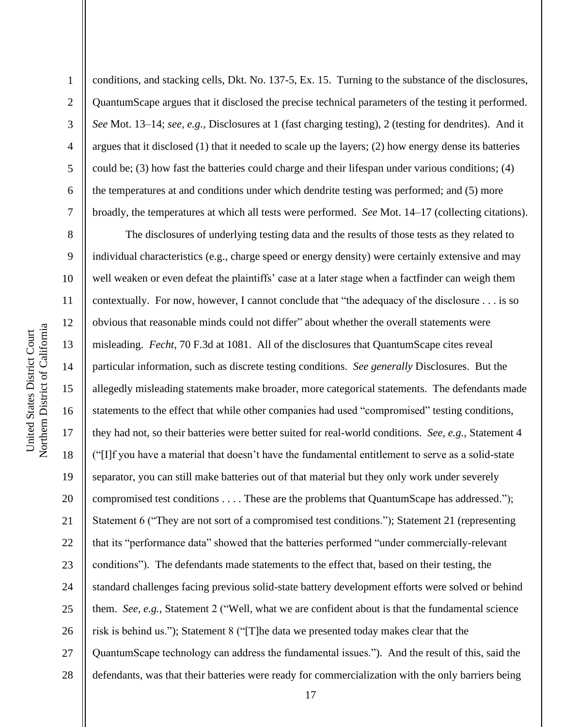conditions, and stacking cells, Dkt. No. 137-5, Ex. 15. Turning to the substance of the disclosures, QuantumScape argues that it disclosed the precise technical parameters of the testing it performed. *See* Mot. 13–14; *see, e.g.*, Disclosures at 1 (fast charging testing), 2 (testing for dendrites). And it argues that it disclosed (1) that it needed to scale up the layers; (2) how energy dense its batteries could be; (3) how fast the batteries could charge and their lifespan under various conditions; (4) the temperatures at and conditions under which dendrite testing was performed; and (5) more broadly, the temperatures at which all tests were performed. *See* Mot. 14–17 (collecting citations).

The disclosures of underlying testing data and the results of those tests as they related to individual characteristics (e.g., charge speed or energy density) were certainly extensive and may well weaken or even defeat the plaintiffs' case at a later stage when a factfinder can weigh them contextually. For now, however, I cannot conclude that "the adequacy of the disclosure . . . is so obvious that reasonable minds could not differ" about whether the overall statements were misleading. *Fecht*, 70 F.3d at 1081. All of the disclosures that QuantumScape cites reveal particular information, such as discrete testing conditions. *See generally* Disclosures. But the allegedly misleading statements make broader, more categorical statements. The defendants made statements to the effect that while other companies had used "compromised" testing conditions, they had not, so their batteries were better suited for real-world conditions. *See, e.g.*, Statement 4 ("[I]f you have a material that doesn't have the fundamental entitlement to serve as a solid-state separator, you can still make batteries out of that material but they only work under severely compromised test conditions . . . . These are the problems that QuantumScape has addressed."); Statement 6 ("They are not sort of a compromised test conditions."); Statement 21 (representing that its "performance data" showed that the batteries performed "under commercially-relevant conditions"). The defendants made statements to the effect that, based on their testing, the standard challenges facing previous solid-state battery development efforts were solved or behind them. *See, e.g.*, Statement 2 ("Well, what we are confident about is that the fundamental science risk is behind us."); Statement 8 ("[T]he data we presented today makes clear that the QuantumScape technology can address the fundamental issues."). And the result of this, said the defendants, was that their batteries were ready for commercialization with the only barriers being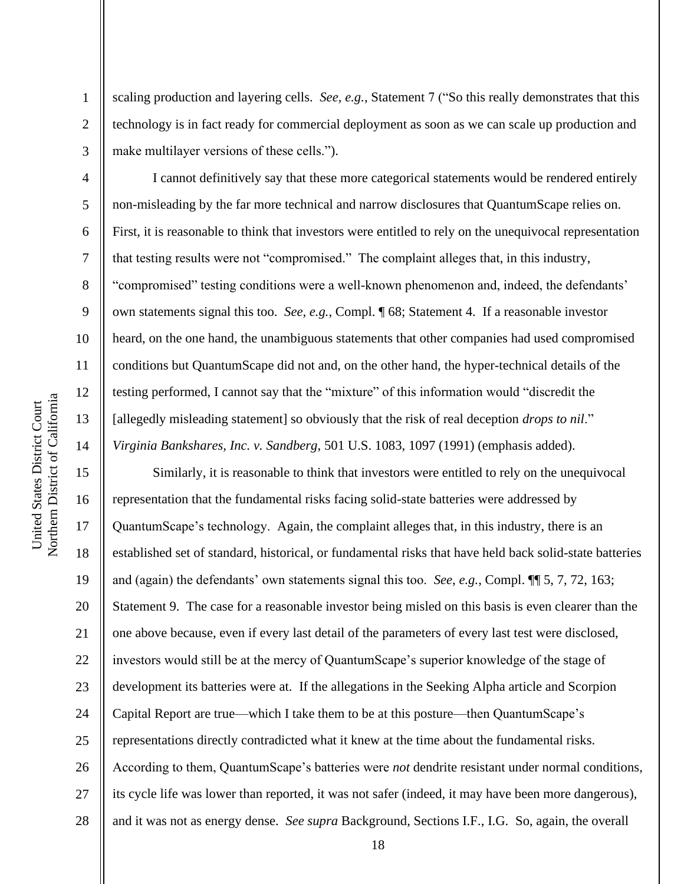scaling production and layering cells. *See, e.g.*, Statement 7 ("So this really demonstrates that this technology is in fact ready for commercial deployment as soon as we can scale up production and make multilayer versions of these cells.").

I cannot definitively say that these more categorical statements would be rendered entirely non-misleading by the far more technical and narrow disclosures that QuantumScape relies on. First, it is reasonable to think that investors were entitled to rely on the unequivocal representation that testing results were not "compromised." The complaint alleges that, in this industry, "compromised" testing conditions were a well-known phenomenon and, indeed, the defendants' own statements signal this too. *See, e.g.*, Compl. ¶ 68; Statement 4. If a reasonable investor heard, on the one hand, the unambiguous statements that other companies had used compromised conditions but QuantumScape did not and, on the other hand, the hyper-technical details of the testing performed, I cannot say that the "mixture" of this information would "discredit the [allegedly misleading statement] so obviously that the risk of real deception *drops to nil*." *Virginia Bankshares, Inc. v. Sandberg*, 501 U.S. 1083, 1097 (1991) (emphasis added).

Similarly, it is reasonable to think that investors were entitled to rely on the unequivocal representation that the fundamental risks facing solid-state batteries were addressed by QuantumScape's technology. Again, the complaint alleges that, in this industry, there is an established set of standard, historical, or fundamental risks that have held back solid-state batteries and (again) the defendants' own statements signal this too. *See, e.g.*, Compl. ¶¶ 5, 7, 72, 163; Statement 9. The case for a reasonable investor being misled on this basis is even clearer than the one above because, even if every last detail of the parameters of every last test were disclosed, investors would still be at the mercy of QuantumScape's superior knowledge of the stage of development its batteries were at. If the allegations in the Seeking Alpha article and Scorpion Capital Report are true—which I take them to be at this posture—then QuantumScape's representations directly contradicted what it knew at the time about the fundamental risks. According to them, QuantumScape's batteries were *not* dendrite resistant under normal conditions, its cycle life was lower than reported, it was not safer (indeed, it may have been more dangerous), and it was not as energy dense. *See supra* Background, Sections I.F., I.G. So, again, the overall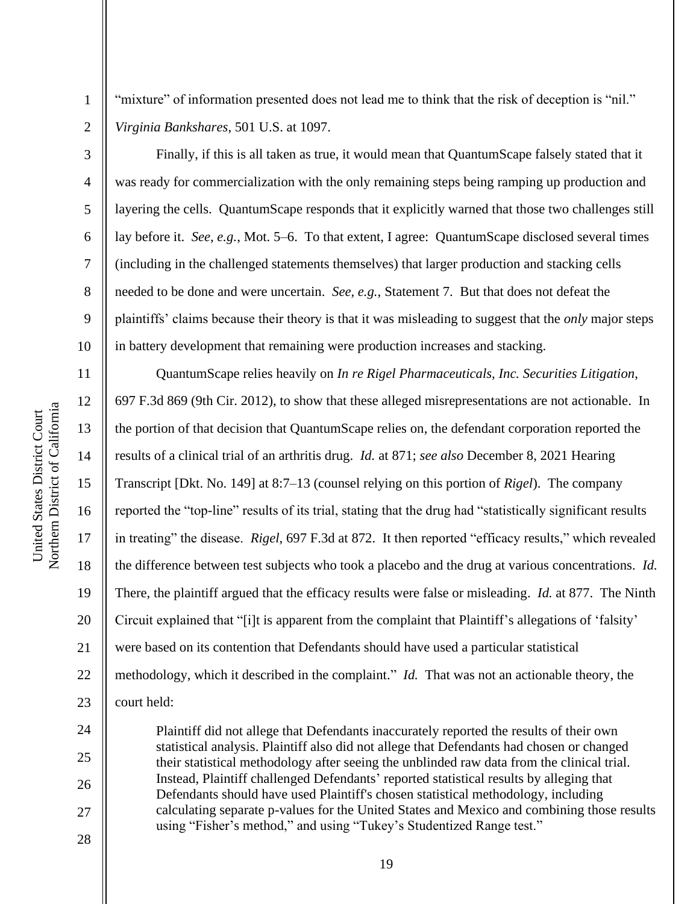"mixture" of information presented does not lead me to think that the risk of deception is "nil." *Virginia Bankshares*, 501 U.S. at 1097.

Finally, if this is all taken as true, it would mean that QuantumScape falsely stated that it was ready for commercialization with the only remaining steps being ramping up production and layering the cells. QuantumScape responds that it explicitly warned that those two challenges still lay before it. *See, e.g.*, Mot. 5–6. To that extent, I agree: QuantumScape disclosed several times (including in the challenged statements themselves) that larger production and stacking cells needed to be done and were uncertain. *See, e.g.*, Statement 7. But that does not defeat the plaintiffs' claims because their theory is that it was misleading to suggest that the *only* major steps in battery development that remaining were production increases and stacking.

QuantumScape relies heavily on *In re Rigel Pharmaceuticals, Inc. Securities Litigation*, 697 F.3d 869 (9th Cir. 2012), to show that these alleged misrepresentations are not actionable. In the portion of that decision that QuantumScape relies on, the defendant corporation reported the results of a clinical trial of an arthritis drug. *Id.* at 871; *see also* December 8, 2021 Hearing Transcript [Dkt. No. 149] at 8:7–13 (counsel relying on this portion of *Rigel*). The company reported the "top-line" results of its trial, stating that the drug had "statistically significant results in treating" the disease. *Rigel*, 697 F.3d at 872. It then reported "efficacy results," which revealed the difference between test subjects who took a placebo and the drug at various concentrations. *Id.* There, the plaintiff argued that the efficacy results were false or misleading. *Id.* at 877. The Ninth Circuit explained that "[i]t is apparent from the complaint that Plaintiff's allegations of 'falsity' were based on its contention that Defendants should have used a particular statistical methodology, which it described in the complaint." *Id.* That was not an actionable theory, the court held:

> Plaintiff did not allege that Defendants inaccurately reported the results of their own statistical analysis. Plaintiff also did not allege that Defendants had chosen or changed their statistical methodology after seeing the unblinded raw data from the clinical trial. Instead, Plaintiff challenged Defendants' reported statistical results by alleging that Defendants should have used Plaintiff's chosen statistical methodology, including calculating separate p-values for the United States and Mexico and combining those results using "Fisher's method," and using "Tukey's Studentized Range test."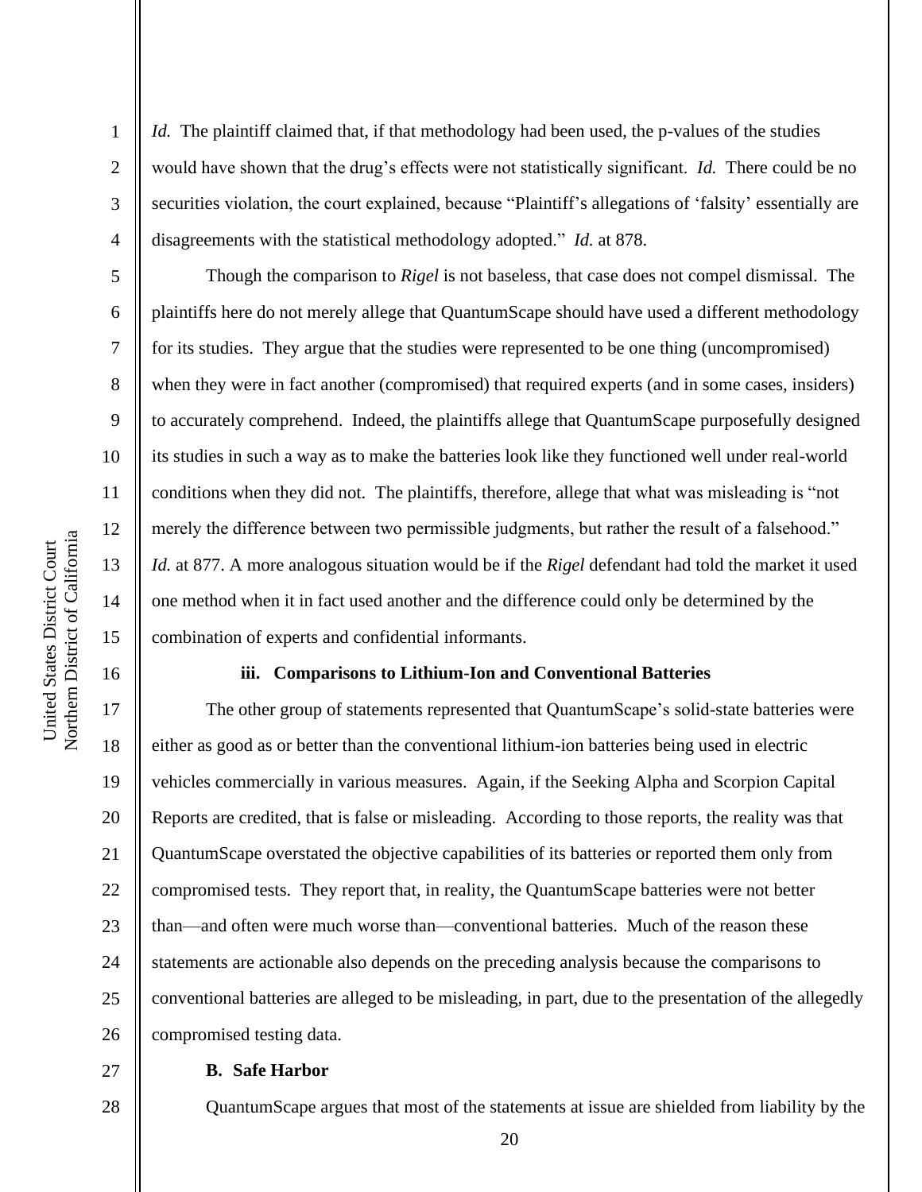*Id.* The plaintiff claimed that, if that methodology had been used, the p-values of the studies would have shown that the drug's effects were not statistically significant. *Id.* There could be no securities violation, the court explained, because "Plaintiff's allegations of 'falsity' essentially are disagreements with the statistical methodology adopted." *Id.* at 878.

Though the comparison to *Rigel* is not baseless, that case does not compel dismissal. The plaintiffs here do not merely allege that QuantumScape should have used a different methodology for its studies. They argue that the studies were represented to be one thing (uncompromised) when they were in fact another (compromised) that required experts (and in some cases, insiders) to accurately comprehend. Indeed, the plaintiffs allege that QuantumScape purposefully designed its studies in such a way as to make the batteries look like they functioned well under real-world conditions when they did not. The plaintiffs, therefore, allege that what was misleading is "not merely the difference between two permissible judgments, but rather the result of a falsehood." *Id.* at 877. A more analogous situation would be if the *Rigel* defendant had told the market it used one method when it in fact used another and the difference could only be determined by the combination of experts and confidential informants.

**iii. Comparisons to Lithium-Ion and Conventional Batteries**

The other group of statements represented that QuantumScape's solid-state batteries were either as good as or better than the conventional lithium-ion batteries being used in electric vehicles commercially in various measures. Again, if the Seeking Alpha and Scorpion Capital Reports are credited, that is false or misleading. According to those reports, the reality was that QuantumScape overstated the objective capabilities of its batteries or reported them only from compromised tests. They report that, in reality, the QuantumScape batteries were not better than—and often were much worse than—conventional batteries. Much of the reason these statements are actionable also depends on the preceding analysis because the comparisons to conventional batteries are alleged to be misleading, in part, due to the presentation of the allegedly compromised testing data.

**B. Safe Harbor**

QuantumScape argues that most of the statements at issue are shielded from liability by the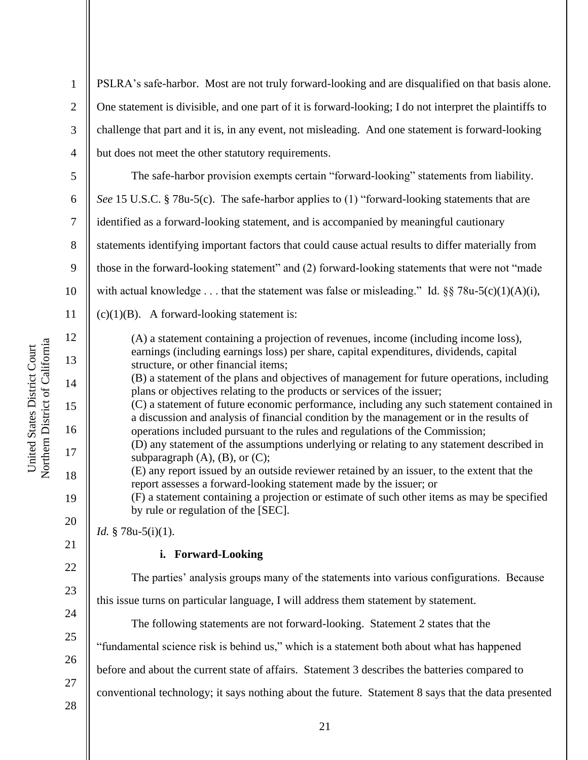PSLRA's safe-harbor. Most are not truly forward-looking and are disqualified on that basis alone. One statement is divisible, and one part of it is forward-looking; I do not interpret the plaintiffs to challenge that part and it is, in any event, not misleading. And one statement is forward-looking but does not meet the other statutory requirements.

The safe-harbor provision exempts certain "forward-looking" statements from liability. *See* 15 U.S.C. § 78u-5(c). The safe-harbor applies to (1) "forward-looking statements that are identified as a forward-looking statement, and is accompanied by meaningful cautionary statements identifying important factors that could cause actual results to differ materially from those in the forward-looking statement" and (2) forward-looking statements that were not "made with actual knowledge . . . that the statement was false or misleading." Id. §§ 78u-5(c)(1)(A)(i), (c)(1)(B). A forward-looking statement is:

> (A) a statement containing a projection of revenues, income (including income loss), earnings (including earnings loss) per share, capital expenditures, dividends, capital structure, or other financial items;
> (B) a statement of the plans and objectives of management for future operations, including plans or objectives relating to the products or services of the issuer;
> (C) a statement of future economic performance, including any such statement contained in a discussion and analysis of financial condition by the management or in the results of operations included pursuant to the rules and regulations of the Commission;
> (D) any statement of the assumptions underlying or relating to any statement described in subparagraph (A), (B), or (C);
> (E) any report issued by an outside reviewer retained by an issuer, to the extent that the report assesses a forward-looking statement made by the issuer; or
> (F) a statement containing a projection or estimate of such other items as may be specified by rule or regulation of the [SEC].

*Id.* § 78u-5(i)(1).

**i. Forward-Looking**

The parties' analysis groups many of the statements into various configurations. Because this issue turns on particular language, I will address them statement by statement.

The following statements are not forward-looking. Statement 2 states that the "fundamental science risk is behind us," which is a statement both about what has happened before and about the current state of affairs. Statement 3 describes the batteries compared to conventional technology; it says nothing about the future. Statement 8 says that the data presented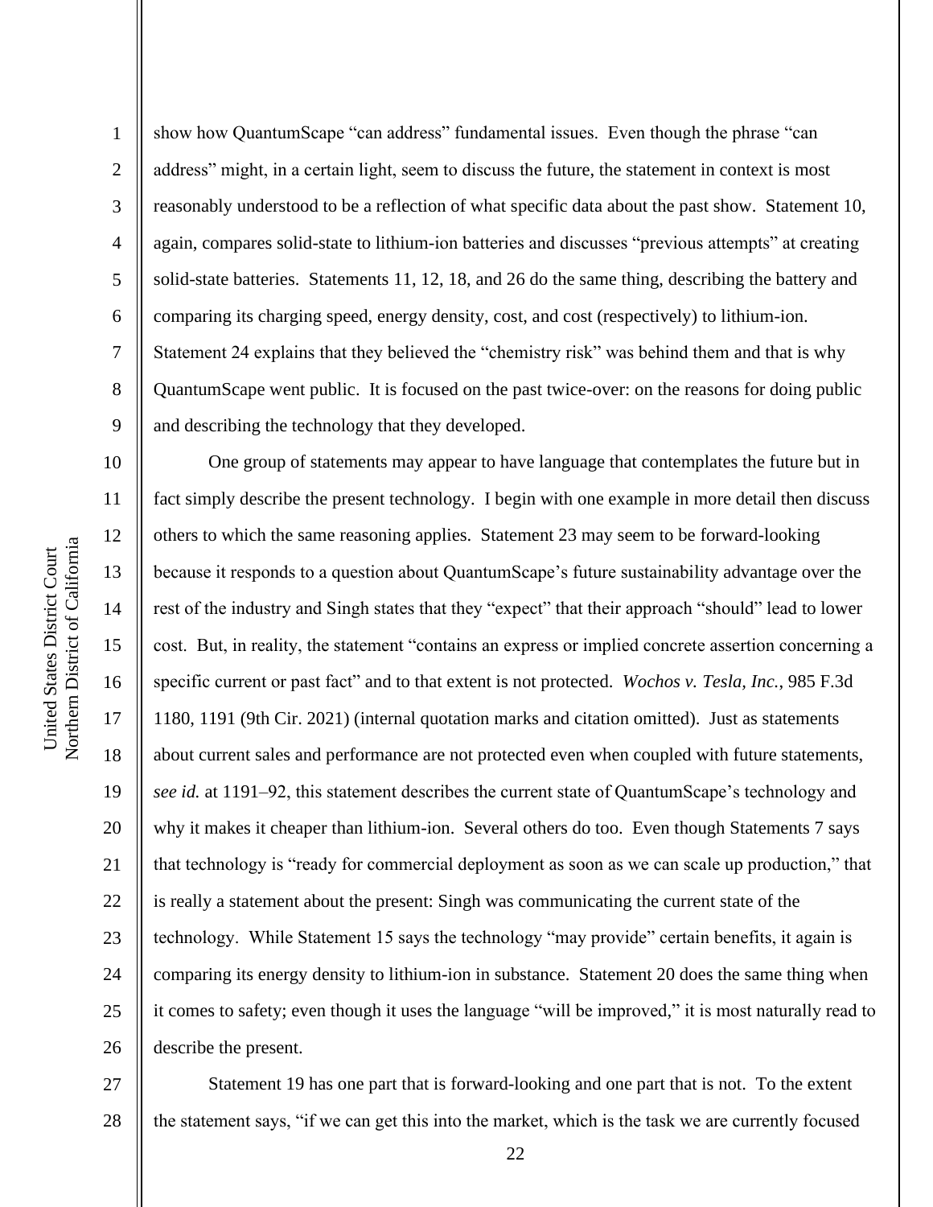show how QuantumScape "can address" fundamental issues. Even though the phrase "can address" might, in a certain light, seem to discuss the future, the statement in context is most reasonably understood to be a reflection of what specific data about the past show. Statement 10, again, compares solid-state to lithium-ion batteries and discusses "previous attempts" at creating solid-state batteries. Statements 11, 12, 18, and 26 do the same thing, describing the battery and comparing its charging speed, energy density, cost, and cost (respectively) to lithium-ion. Statement 24 explains that they believed the "chemistry risk" was behind them and that is why QuantumScape went public. It is focused on the past twice-over: on the reasons for doing public and describing the technology that they developed.

One group of statements may appear to have language that contemplates the future but in fact simply describe the present technology. I begin with one example in more detail then discuss others to which the same reasoning applies. Statement 23 may seem to be forward-looking because it responds to a question about QuantumScape's future sustainability advantage over the rest of the industry and Singh states that they "expect" that their approach "should" lead to lower cost. But, in reality, the statement "contains an express or implied concrete assertion concerning a specific current or past fact" and to that extent is not protected. *Wochos v. Tesla, Inc.*, 985 F.3d 1180, 1191 (9th Cir. 2021) (internal quotation marks and citation omitted). Just as statements about current sales and performance are not protected even when coupled with future statements, *see id.* at 1191–92, this statement describes the current state of QuantumScape's technology and why it makes it cheaper than lithium-ion. Several others do too. Even though Statements 7 says that technology is "ready for commercial deployment as soon as we can scale up production," that is really a statement about the present: Singh was communicating the current state of the technology. While Statement 15 says the technology "may provide" certain benefits, it again is comparing its energy density to lithium-ion in substance. Statement 20 does the same thing when it comes to safety; even though it uses the language "will be improved," it is most naturally read to describe the present.

Statement 19 has one part that is forward-looking and one part that is not. To the extent the statement says, "if we can get this into the market, which is the task we are currently focused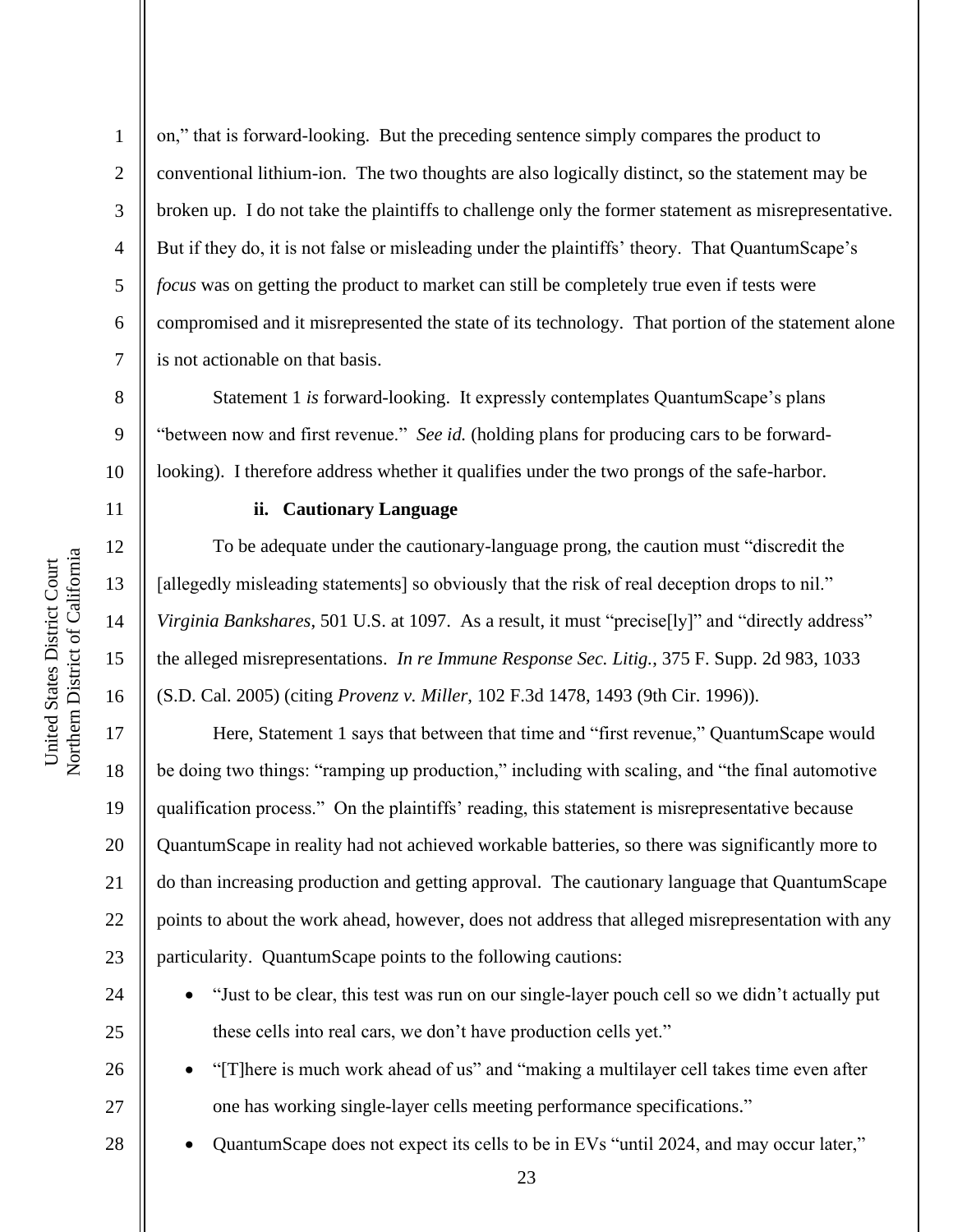on," that is forward-looking. But the preceding sentence simply compares the product to conventional lithium-ion. The two thoughts are also logically distinct, so the statement may be broken up. I do not take the plaintiffs to challenge only the former statement as misrepresentative. But if they do, it is not false or misleading under the plaintiffs' theory. That QuantumScape's *focus* was on getting the product to market can still be completely true even if tests were compromised and it misrepresented the state of its technology. That portion of the statement alone is not actionable on that basis.

Statement 1 *is* forward-looking. It expressly contemplates QuantumScape's plans "between now and first revenue." *See id.* (holding plans for producing cars to be forward-looking). I therefore address whether it qualifies under the two prongs of the safe-harbor.

**ii. Cautionary Language**

To be adequate under the cautionary-language prong, the caution must "discredit the [allegedly misleading statements] so obviously that the risk of real deception drops to nil." *Virginia Bankshares*, 501 U.S. at 1097. As a result, it must "precise[ly]" and "directly address" the alleged misrepresentations. *In re Immune Response Sec. Litig.*, 375 F. Supp. 2d 983, 1033 (S.D. Cal. 2005) (citing *Provenz v. Miller*, 102 F.3d 1478, 1493 (9th Cir. 1996)).

Here, Statement 1 says that between that time and "first revenue," QuantumScape would be doing two things: "ramping up production," including with scaling, and "the final automotive qualification process." On the plaintiffs' reading, this statement is misrepresentative because QuantumScape in reality had not achieved workable batteries, so there was significantly more to do than increasing production and getting approval. The cautionary language that QuantumScape points to about the work ahead, however, does not address that alleged misrepresentation with any particularity. QuantumScape points to the following cautions:

- "Just to be clear, this test was run on our single-layer pouch cell so we didn't actually put these cells into real cars, we don't have production cells yet."
- "[T]here is much work ahead of us" and "making a multilayer cell takes time even after one has working single-layer cells meeting performance specifications."
- QuantumScape does not expect its cells to be in EVs "until 2024, and may occur later,"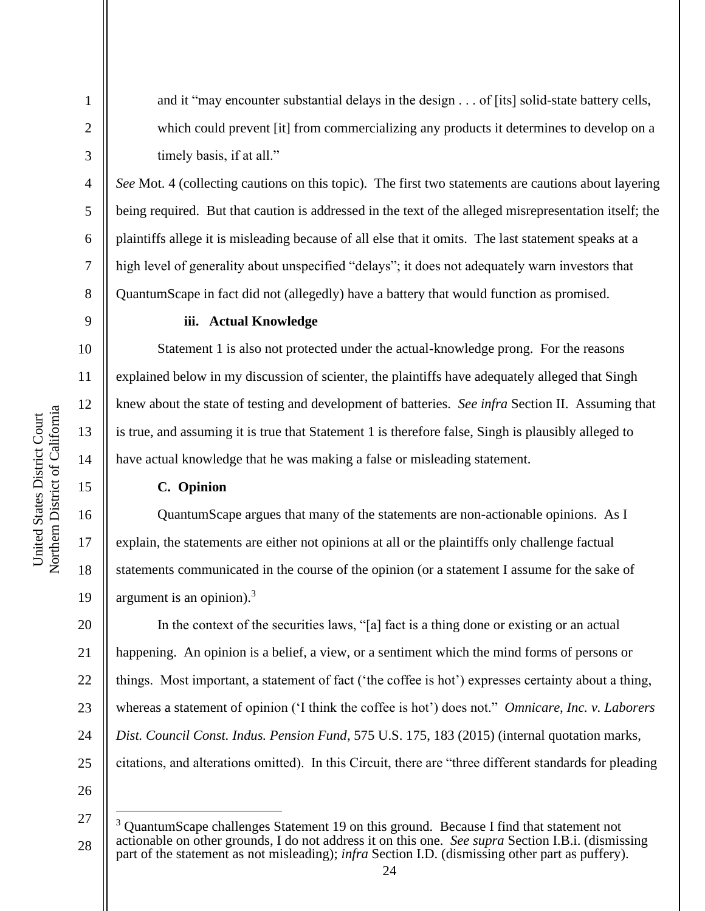and it "may encounter substantial delays in the design . . . of [its] solid-state battery cells, which could prevent [it] from commercializing any products it determines to develop on a timely basis, if at all."

*See* Mot. 4 (collecting cautions on this topic). The first two statements are cautions about layering being required. But that caution is addressed in the text of the alleged misrepresentation itself; the plaintiffs allege it is misleading because of all else that it omits. The last statement speaks at a high level of generality about unspecified "delays"; it does not adequately warn investors that QuantumScape in fact did not (allegedly) have a battery that would function as promised.

#### iii. Actual Knowledge

Statement 1 is also not protected under the actual-knowledge prong. For the reasons explained below in my discussion of scienter, the plaintiffs have adequately alleged that Singh knew about the state of testing and development of batteries. *See infra* Section II. Assuming that is true, and assuming it is true that Statement 1 is therefore false, Singh is plausibly alleged to have actual knowledge that he was making a false or misleading statement.

### C. Opinion

QuantumScape argues that many of the statements are non-actionable opinions. As I explain, the statements are either not opinions at all or the plaintiffs only challenge factual statements communicated in the course of the opinion (or a statement I assume for the sake of argument is an opinion).[3]

In the context of the securities laws, "[a] fact is a thing done or existing or an actual happening. An opinion is a belief, a view, or a sentiment which the mind forms of persons or things. Most important, a statement of fact ('the coffee is hot') expresses certainty about a thing, whereas a statement of opinion ('I think the coffee is hot') does not." *Omnicare, Inc. v. Laborers Dist. Council Const. Indus. Pension Fund*, 575 U.S. 175, 183 (2015) (internal quotation marks, citations, and alterations omitted). In this Circuit, there are "three different standards for pleading

[3] QuantumScape challenges Statement 19 on this ground. Because I find that statement not actionable on other grounds, I do not address it on this one. *See supra* Section I.B.i. (dismissing part of the statement as not misleading); *infra* Section I.D. (dismissing other part as puffery).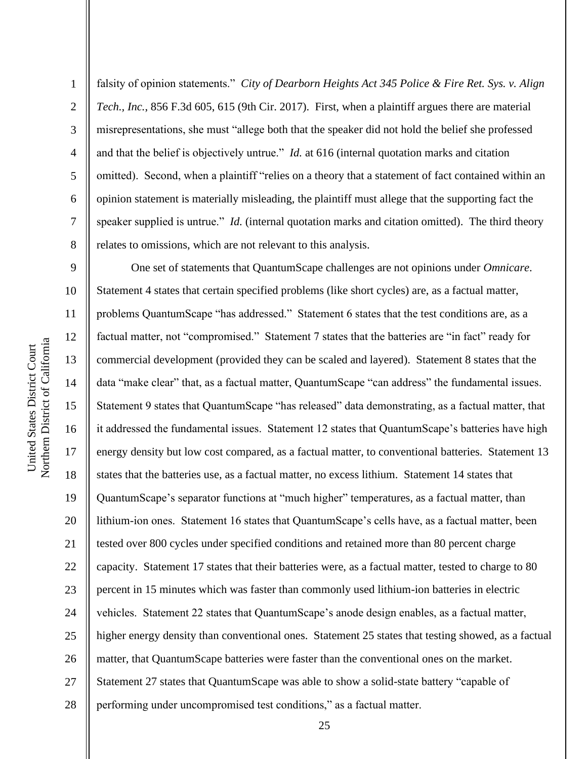falsity of opinion statements." *City of Dearborn Heights Act 345 Police & Fire Ret. Sys. v. Align Tech., Inc.*, 856 F.3d 605, 615 (9th Cir. 2017). First, when a plaintiff argues there are material misrepresentations, she must "allege both that the speaker did not hold the belief she professed and that the belief is objectively untrue." *Id.* at 616 (internal quotation marks and citation omitted). Second, when a plaintiff "relies on a theory that a statement of fact contained within an opinion statement is materially misleading, the plaintiff must allege that the supporting fact the speaker supplied is untrue." *Id.* (internal quotation marks and citation omitted). The third theory relates to omissions, which are not relevant to this analysis.

One set of statements that QuantumScape challenges are not opinions under *Omnicare*. Statement 4 states that certain specified problems (like short cycles) are, as a factual matter, problems QuantumScape "has addressed." Statement 6 states that the test conditions are, as a factual matter, not "compromised." Statement 7 states that the batteries are "in fact" ready for commercial development (provided they can be scaled and layered). Statement 8 states that the data "make clear" that, as a factual matter, QuantumScape "can address" the fundamental issues. Statement 9 states that QuantumScape "has released" data demonstrating, as a factual matter, that it addressed the fundamental issues. Statement 12 states that QuantumScape's batteries have high energy density but low cost compared, as a factual matter, to conventional batteries. Statement 13 states that the batteries use, as a factual matter, no excess lithium. Statement 14 states that QuantumScape's separator functions at "much higher" temperatures, as a factual matter, than lithium-ion ones. Statement 16 states that QuantumScape's cells have, as a factual matter, been tested over 800 cycles under specified conditions and retained more than 80 percent charge capacity. Statement 17 states that their batteries were, as a factual matter, tested to charge to 80 percent in 15 minutes which was faster than commonly used lithium-ion batteries in electric vehicles. Statement 22 states that QuantumScape's anode design enables, as a factual matter, higher energy density than conventional ones. Statement 25 states that testing showed, as a factual matter, that QuantumScape batteries were faster than the conventional ones on the market. Statement 27 states that QuantumScape was able to show a solid-state battery "capable of performing under uncompromised test conditions," as a factual matter.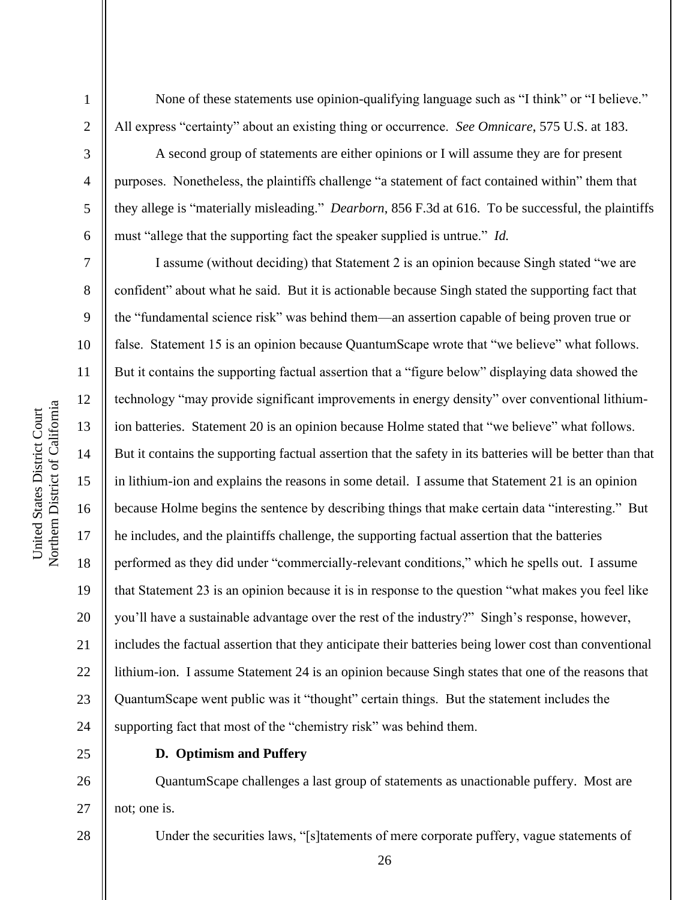None of these statements use opinion-qualifying language such as "I think" or "I believe." All express "certainty" about an existing thing or occurrence. *See Omnicare*, 575 U.S. at 183.

A second group of statements are either opinions or I will assume they are for present purposes. Nonetheless, the plaintiffs challenge "a statement of fact contained within" them that they allege is "materially misleading." *Dearborn*, 856 F.3d at 616. To be successful, the plaintiffs must "allege that the supporting fact the speaker supplied is untrue." *Id.*

I assume (without deciding) that Statement 2 is an opinion because Singh stated "we are confident" about what he said. But it is actionable because Singh stated the supporting fact that the "fundamental science risk" was behind them—an assertion capable of being proven true or false. Statement 15 is an opinion because QuantumScape wrote that "we believe" what follows. But it contains the supporting factual assertion that a "figure below" displaying data showed the technology "may provide significant improvements in energy density" over conventional lithium-ion batteries. Statement 20 is an opinion because Holme stated that "we believe" what follows. But it contains the supporting factual assertion that the safety in its batteries will be better than that in lithium-ion and explains the reasons in some detail. I assume that Statement 21 is an opinion because Holme begins the sentence by describing things that make certain data "interesting." But he includes, and the plaintiffs challenge, the supporting factual assertion that the batteries performed as they did under "commercially-relevant conditions," which he spells out. I assume that Statement 23 is an opinion because it is in response to the question "what makes you feel like you'll have a sustainable advantage over the rest of the industry?" Singh's response, however, includes the factual assertion that they anticipate their batteries being lower cost than conventional lithium-ion. I assume Statement 24 is an opinion because Singh states that one of the reasons that QuantumScape went public was it "thought" certain things. But the statement includes the supporting fact that most of the "chemistry risk" was behind them.

### D. Optimism and Puffery

QuantumScape challenges a last group of statements as unactionable puffery. Most are not; one is.

Under the securities laws, "[s]tatements of mere corporate puffery, vague statements of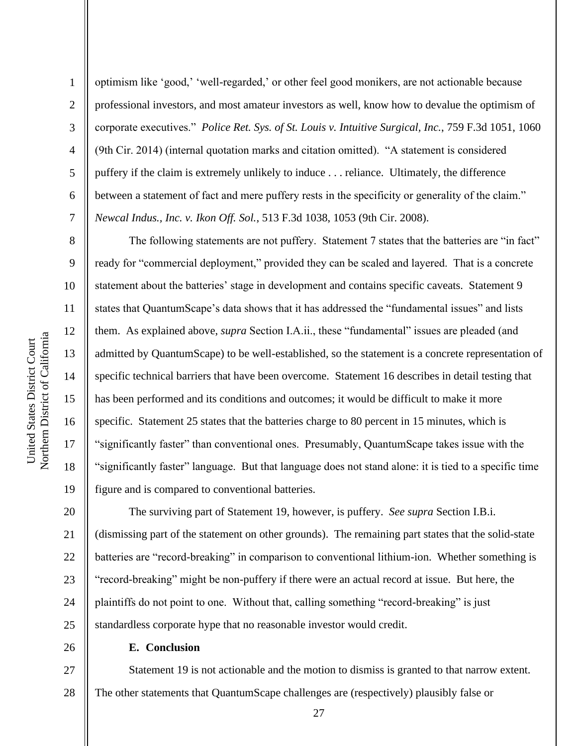optimism like 'good,' 'well-regarded,' or other feel good monikers, are not actionable because professional investors, and most amateur investors as well, know how to devalue the optimism of corporate executives." *Police Ret. Sys. of St. Louis v. Intuitive Surgical, Inc.*, 759 F.3d 1051, 1060 (9th Cir. 2014) (internal quotation marks and citation omitted). "A statement is considered puffery if the claim is extremely unlikely to induce . . . reliance. Ultimately, the difference between a statement of fact and mere puffery rests in the specificity or generality of the claim." *Newcal Indus., Inc. v. Ikon Off. Sol.*, 513 F.3d 1038, 1053 (9th Cir. 2008).

The following statements are not puffery. Statement 7 states that the batteries are "in fact" ready for "commercial deployment," provided they can be scaled and layered. That is a concrete statement about the batteries' stage in development and contains specific caveats. Statement 9 states that QuantumScape's data shows that it has addressed the "fundamental issues" and lists them. As explained above, *supra* Section I.A.ii., these "fundamental" issues are pleaded (and admitted by QuantumScape) to be well-established, so the statement is a concrete representation of specific technical barriers that have been overcome. Statement 16 describes in detail testing that has been performed and its conditions and outcomes; it would be difficult to make it more specific. Statement 25 states that the batteries charge to 80 percent in 15 minutes, which is "significantly faster" than conventional ones. Presumably, QuantumScape takes issue with the "significantly faster" language. But that language does not stand alone: it is tied to a specific time figure and is compared to conventional batteries.

The surviving part of Statement 19, however, is puffery. *See supra* Section I.B.i. (dismissing part of the statement on other grounds). The remaining part states that the solid-state batteries are "record-breaking" in comparison to conventional lithium-ion. Whether something is "record-breaking" might be non-puffery if there were an actual record at issue. But here, the plaintiffs do not point to one. Without that, calling something "record-breaking" is just standardless corporate hype that no reasonable investor would credit.

**E. Conclusion**

Statement 19 is not actionable and the motion to dismiss is granted to that narrow extent. The other statements that QuantumScape challenges are (respectively) plausibly false or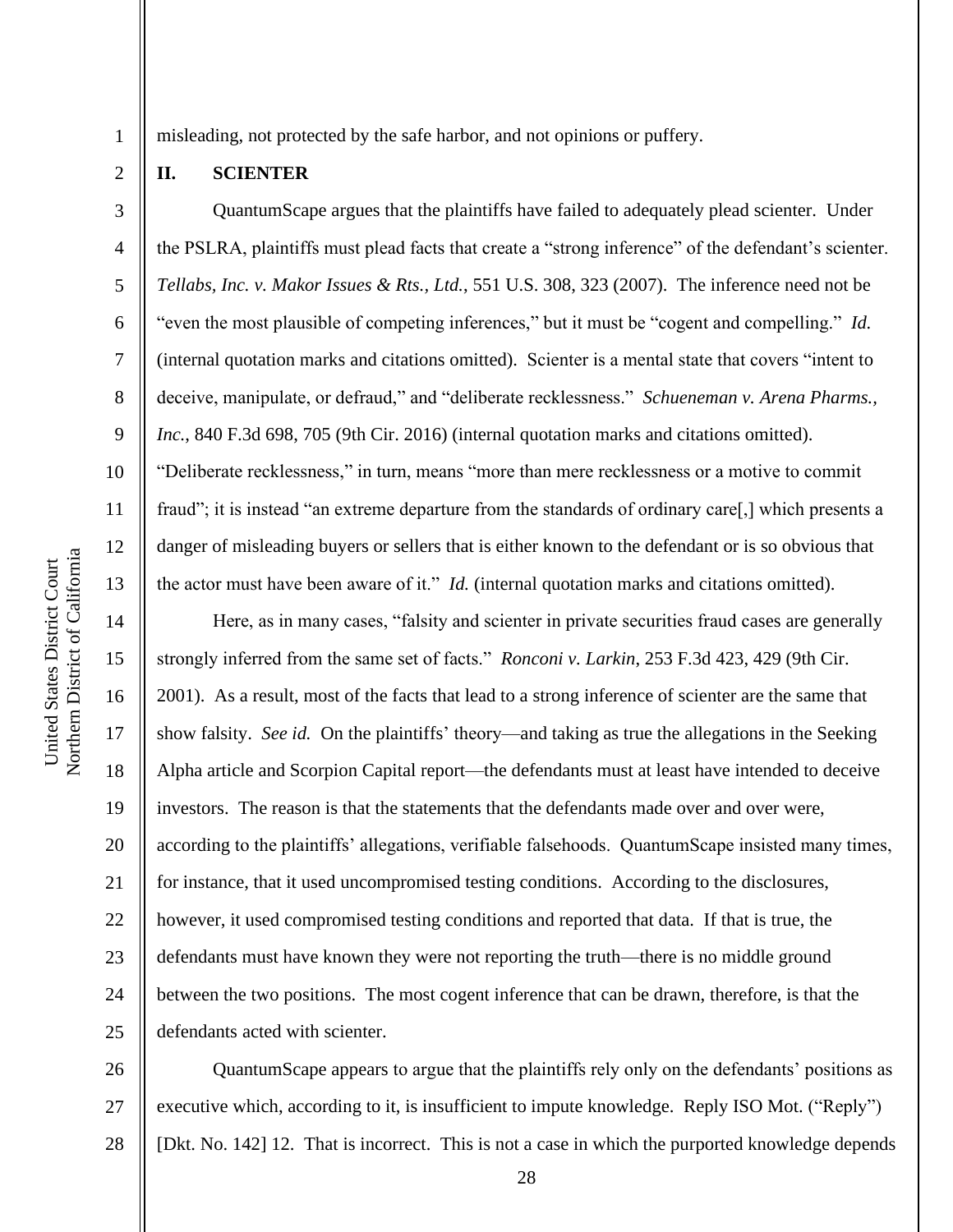misleading, not protected by the safe harbor, and not opinions or puffery.

## II. SCIENTER

QuantumScape argues that the plaintiffs have failed to adequately plead scienter. Under the PSLRA, plaintiffs must plead facts that create a "strong inference" of the defendant's scienter. *Tellabs, Inc. v. Makor Issues & Rts., Ltd.*, 551 U.S. 308, 323 (2007). The inference need not be "even the most plausible of competing inferences," but it must be "cogent and compelling." *Id.* (internal quotation marks and citations omitted). Scienter is a mental state that covers "intent to deceive, manipulate, or defraud," and "deliberate recklessness." *Schueneman v. Arena Pharms., Inc.*, 840 F.3d 698, 705 (9th Cir. 2016) (internal quotation marks and citations omitted). "Deliberate recklessness," in turn, means "more than mere recklessness or a motive to commit fraud"; it is instead "an extreme departure from the standards of ordinary care[,] which presents a danger of misleading buyers or sellers that is either known to the defendant or is so obvious that the actor must have been aware of it." *Id.* (internal quotation marks and citations omitted).

Here, as in many cases, "falsity and scienter in private securities fraud cases are generally strongly inferred from the same set of facts." *Ronconi v. Larkin*, 253 F.3d 423, 429 (9th Cir. 2001). As a result, most of the facts that lead to a strong inference of scienter are the same that show falsity. *See id.* On the plaintiffs' theory—and taking as true the allegations in the Seeking Alpha article and Scorpion Capital report—the defendants must at least have intended to deceive investors. The reason is that the statements that the defendants made over and over were, according to the plaintiffs' allegations, verifiable falsehoods. QuantumScape insisted many times, for instance, that it used uncompromised testing conditions. According to the disclosures, however, it used compromised testing conditions and reported that data. If that is true, the defendants must have known they were not reporting the truth—there is no middle ground between the two positions. The most cogent inference that can be drawn, therefore, is that the defendants acted with scienter.

QuantumScape appears to argue that the plaintiffs rely only on the defendants' positions as executive which, according to it, is insufficient to impute knowledge. Reply ISO Mot. ("Reply") [Dkt. No. 142] 12. That is incorrect. This is not a case in which the purported knowledge depends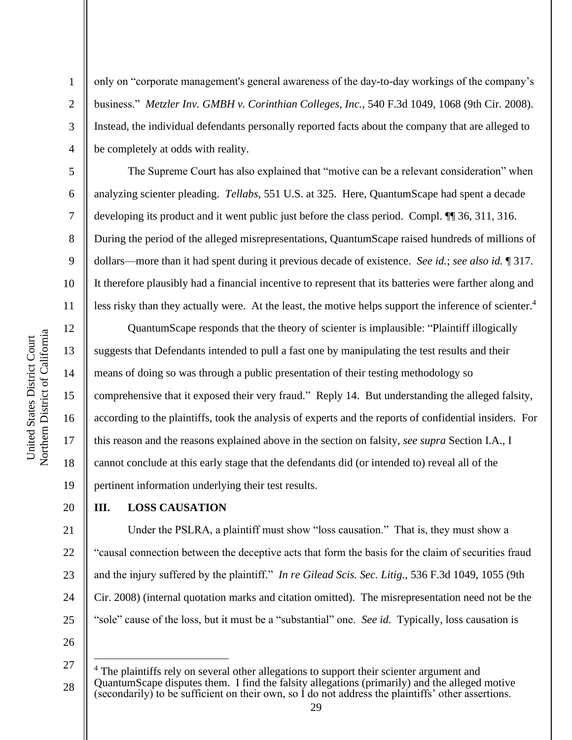only on "corporate management's general awareness of the day-to-day workings of the company's business." *Metzler Inv. GMBH v. Corinthian Colleges, Inc.*, 540 F.3d 1049, 1068 (9th Cir. 2008). Instead, the individual defendants personally reported facts about the company that are alleged to be completely at odds with reality.

The Supreme Court has also explained that "motive can be a relevant consideration" when analyzing scienter pleading. *Tellabs*, 551 U.S. at 325. Here, QuantumScape had spent a decade developing its product and it went public just before the class period. Compl. ¶¶ 36, 311, 316. During the period of the alleged misrepresentations, QuantumScape raised hundreds of millions of dollars—more than it had spent during it previous decade of existence. *See id.*; *see also id.* ¶ 317. It therefore plausibly had a financial incentive to represent that its batteries were farther along and less risky than they actually were. At the least, the motive helps support the inference of scienter.[4]

QuantumScape responds that the theory of scienter is implausible: "Plaintiff illogically suggests that Defendants intended to pull a fast one by manipulating the test results and their means of doing so was through a public presentation of their testing methodology so comprehensive that it exposed their very fraud." Reply 14. But understanding the alleged falsity, according to the plaintiffs, took the analysis of experts and the reports of confidential insiders. For this reason and the reasons explained above in the section on falsity, *see supra* Section I.A., I cannot conclude at this early stage that the defendants did (or intended to) reveal all of the pertinent information underlying their test results.

## III. LOSS CAUSATION

Under the PSLRA, a plaintiff must show "loss causation." That is, they must show a "causal connection between the deceptive acts that form the basis for the claim of securities fraud and the injury suffered by the plaintiff." *In re Gilead Scis. Sec. Litig.*, 536 F.3d 1049, 1055 (9th Cir. 2008) (internal quotation marks and citation omitted). The misrepresentation need not be the "sole" cause of the loss, but it must be a "substantial" one. *See id.* Typically, loss causation is

[4] The plaintiffs rely on several other allegations to support their scienter argument and QuantumScape disputes them. I find the falsity allegations (primarily) and the alleged motive (secondarily) to be sufficient on their own, so I do not address the plaintiffs' other assertions.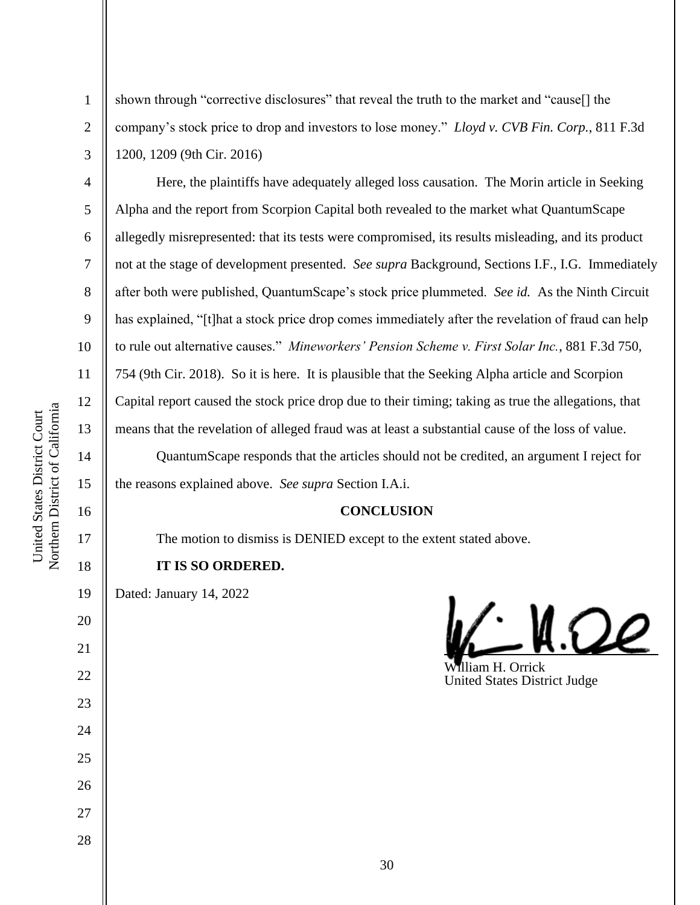shown through "corrective disclosures" that reveal the truth to the market and "cause[] the company's stock price to drop and investors to lose money." *Lloyd v. CVB Fin. Corp.*, 811 F.3d 1200, 1209 (9th Cir. 2016)

Here, the plaintiffs have adequately alleged loss causation. The Morin article in Seeking Alpha and the report from Scorpion Capital both revealed to the market what QuantumScape allegedly misrepresented: that its tests were compromised, its results misleading, and its product not at the stage of development presented. *See supra* Background, Sections I.F., I.G. Immediately after both were published, QuantumScape's stock price plummeted. *See id.* As the Ninth Circuit has explained, "[t]hat a stock price drop comes immediately after the revelation of fraud can help to rule out alternative causes." *Mineworkers' Pension Scheme v. First Solar Inc.*, 881 F.3d 750, 754 (9th Cir. 2018). So it is here. It is plausible that the Seeking Alpha article and Scorpion Capital report caused the stock price drop due to their timing; taking as true the allegations, that means that the revelation of alleged fraud was at least a substantial cause of the loss of value.

QuantumScape responds that the articles should not be credited, an argument I reject for the reasons explained above. *See supra* Section I.A.i.

**CONCLUSION**

The motion to dismiss is DENIED except to the extent stated above.

**IT IS SO ORDERED.**

Dated: January 14, 2022

William H. Orrick
United States District Judge